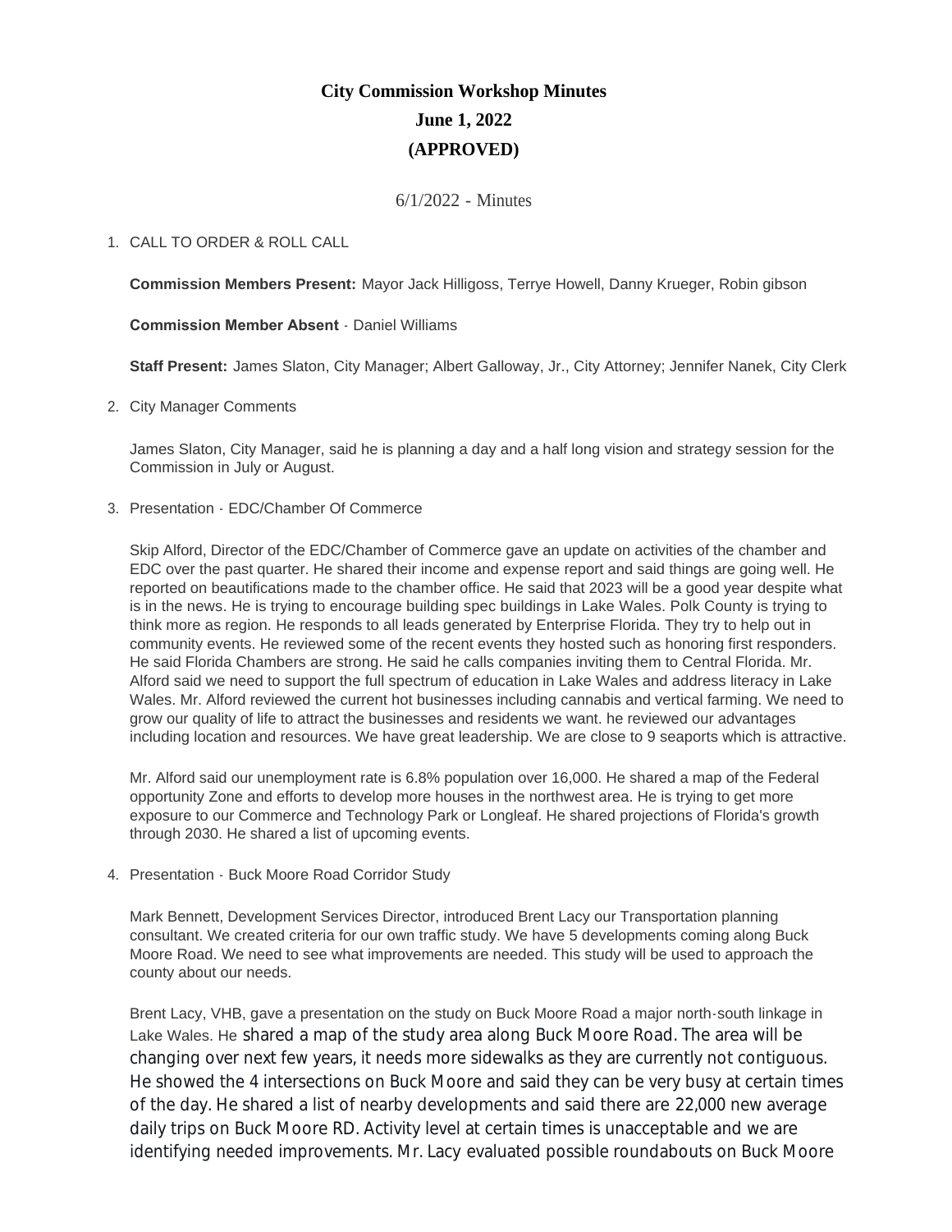# City Commission Workshop Minutes

## June 1, 2022

## (APPROVED)

6/1/2022 - Minutes

1. CALL TO ORDER & ROLL CALL

   **Commission Members Present:** Mayor Jack Hilligoss, Terrye Howell, Danny Krueger, Robin gibson

   **Commission Member Absent** - Daniel Williams

   **Staff Present:** James Slaton, City Manager; Albert Galloway, Jr., City Attorney; Jennifer Nanek, City Clerk

2. City Manager Comments

   James Slaton, City Manager, said he is planning a day and a half long vision and strategy session for the Commission in July or August.

3. Presentation - EDC/Chamber Of Commerce

   Skip Alford, Director of the EDC/Chamber of Commerce gave an update on activities of the chamber and EDC over the past quarter. He shared their income and expense report and said things are going well. He reported on beautifications made to the chamber office. He said that 2023 will be a good year despite what is in the news. He is trying to encourage building spec buildings in Lake Wales. Polk County is trying to think more as region. He responds to all leads generated by Enterprise Florida. They try to help out in community events. He reviewed some of the recent events they hosted such as honoring first responders. He said Florida Chambers are strong. He said he calls companies inviting them to Central Florida. Mr. Alford said we need to support the full spectrum of education in Lake Wales and address literacy in Lake Wales. Mr. Alford reviewed the current hot businesses including cannabis and vertical farming. We need to grow our quality of life to attract the businesses and residents we want. he reviewed our advantages including location and resources. We have great leadership. We are close to 9 seaports which is attractive.

   Mr. Alford said our unemployment rate is 6.8% population over 16,000. He shared a map of the Federal opportunity Zone and efforts to develop more houses in the northwest area. He is trying to get more exposure to our Commerce and Technology Park or Longleaf. He shared projections of Florida's growth through 2030. He shared a list of upcoming events.

4. Presentation - Buck Moore Road Corridor Study

   Mark Bennett, Development Services Director, introduced Brent Lacy our Transportation planning consultant. We created criteria for our own traffic study. We have 5 developments coming along Buck Moore Road. We need to see what improvements are needed. This study will be used to approach the county about our needs.

   Brent Lacy, VHB, gave a presentation on the study on Buck Moore Road a major north-south linkage in Lake Wales. He shared a map of the study area along Buck Moore Road. The area will be changing over next few years, it needs more sidewalks as they are currently not contiguous. He showed the 4 intersections on Buck Moore and said they can be very busy at certain times of the day. He shared a list of nearby developments and said there are 22,000 new average daily trips on Buck Moore RD. Activity level at certain times is unacceptable and we are identifying needed improvements. Mr. Lacy evaluated possible roundabouts on Buck Moore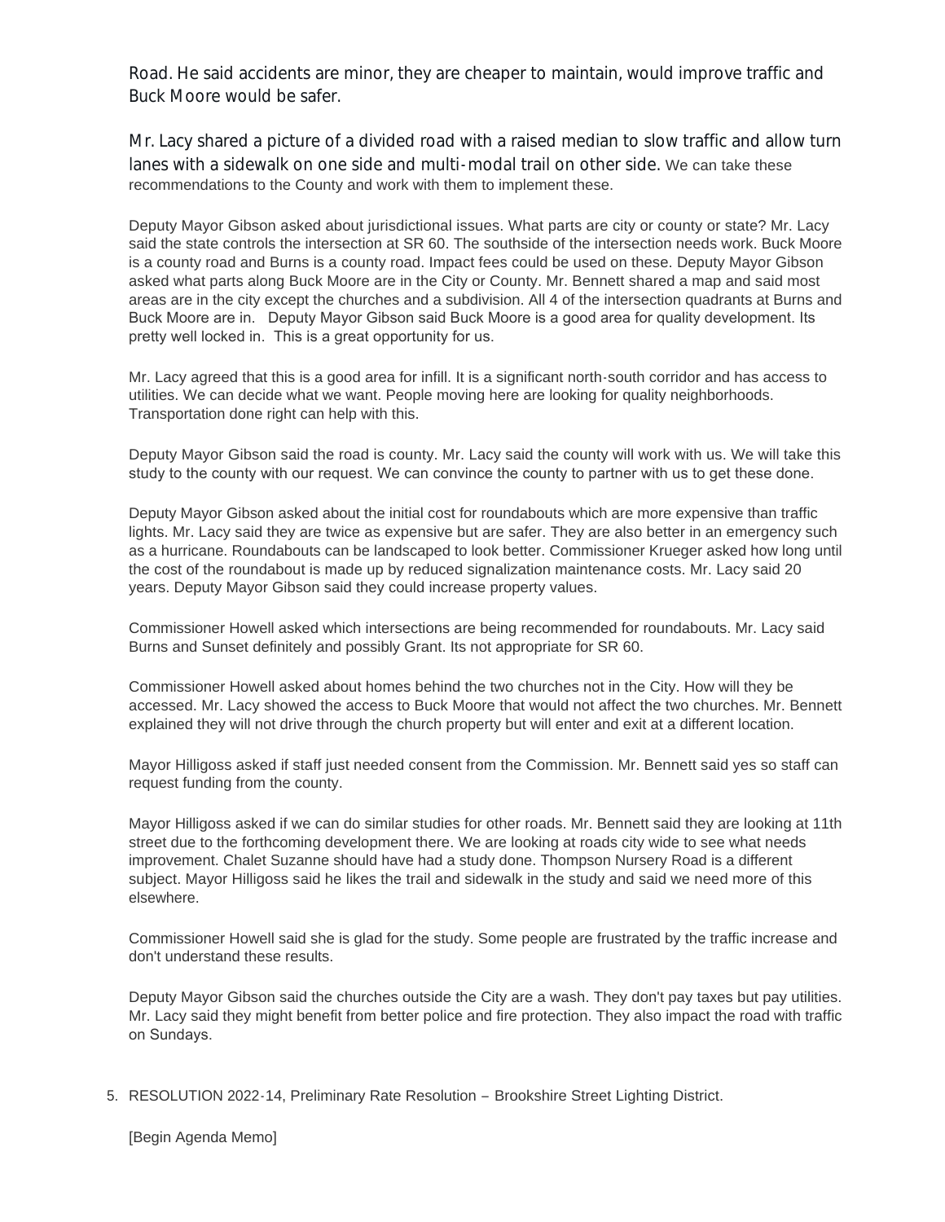Road. He said accidents are minor, they are cheaper to maintain, would improve traffic and Buck Moore would be safer.

Mr. Lacy shared a picture of a divided road with a raised median to slow traffic and allow turn lanes with a sidewalk on one side and multi-modal trail on other side. We can take these recommendations to the County and work with them to implement these.

Deputy Mayor Gibson asked about jurisdictional issues. What parts are city or county or state? Mr. Lacy said the state controls the intersection at SR 60. The southside of the intersection needs work. Buck Moore is a county road and Burns is a county road. Impact fees could be used on these. Deputy Mayor Gibson asked what parts along Buck Moore are in the City or County. Mr. Bennett shared a map and said most areas are in the city except the churches and a subdivision. All 4 of the intersection quadrants at Burns and Buck Moore are in. Deputy Mayor Gibson said Buck Moore is a good area for quality development. Its pretty well locked in. This is a great opportunity for us.

Mr. Lacy agreed that this is a good area for infill. It is a significant north-south corridor and has access to utilities. We can decide what we want. People moving here are looking for quality neighborhoods. Transportation done right can help with this.

Deputy Mayor Gibson said the road is county. Mr. Lacy said the county will work with us. We will take this study to the county with our request. We can convince the county to partner with us to get these done.

Deputy Mayor Gibson asked about the initial cost for roundabouts which are more expensive than traffic lights. Mr. Lacy said they are twice as expensive but are safer. They are also better in an emergency such as a hurricane. Roundabouts can be landscaped to look better. Commissioner Krueger asked how long until the cost of the roundabout is made up by reduced signalization maintenance costs. Mr. Lacy said 20 years. Deputy Mayor Gibson said they could increase property values.

Commissioner Howell asked which intersections are being recommended for roundabouts. Mr. Lacy said Burns and Sunset definitely and possibly Grant. Its not appropriate for SR 60.

Commissioner Howell asked about homes behind the two churches not in the City. How will they be accessed. Mr. Lacy showed the access to Buck Moore that would not affect the two churches. Mr. Bennett explained they will not drive through the church property but will enter and exit at a different location.

Mayor Hilligoss asked if staff just needed consent from the Commission. Mr. Bennett said yes so staff can request funding from the county.

Mayor Hilligoss asked if we can do similar studies for other roads. Mr. Bennett said they are looking at 11th street due to the forthcoming development there. We are looking at roads city wide to see what needs improvement. Chalet Suzanne should have had a study done. Thompson Nursery Road is a different subject. Mayor Hilligoss said he likes the trail and sidewalk in the study and said we need more of this elsewhere.

Commissioner Howell said she is glad for the study. Some people are frustrated by the traffic increase and don't understand these results.

Deputy Mayor Gibson said the churches outside the City are a wash. They don't pay taxes but pay utilities. Mr. Lacy said they might benefit from better police and fire protection. They also impact the road with traffic on Sundays.

5. RESOLUTION 2022-14, Preliminary Rate Resolution – Brookshire Street Lighting District.

[Begin Agenda Memo]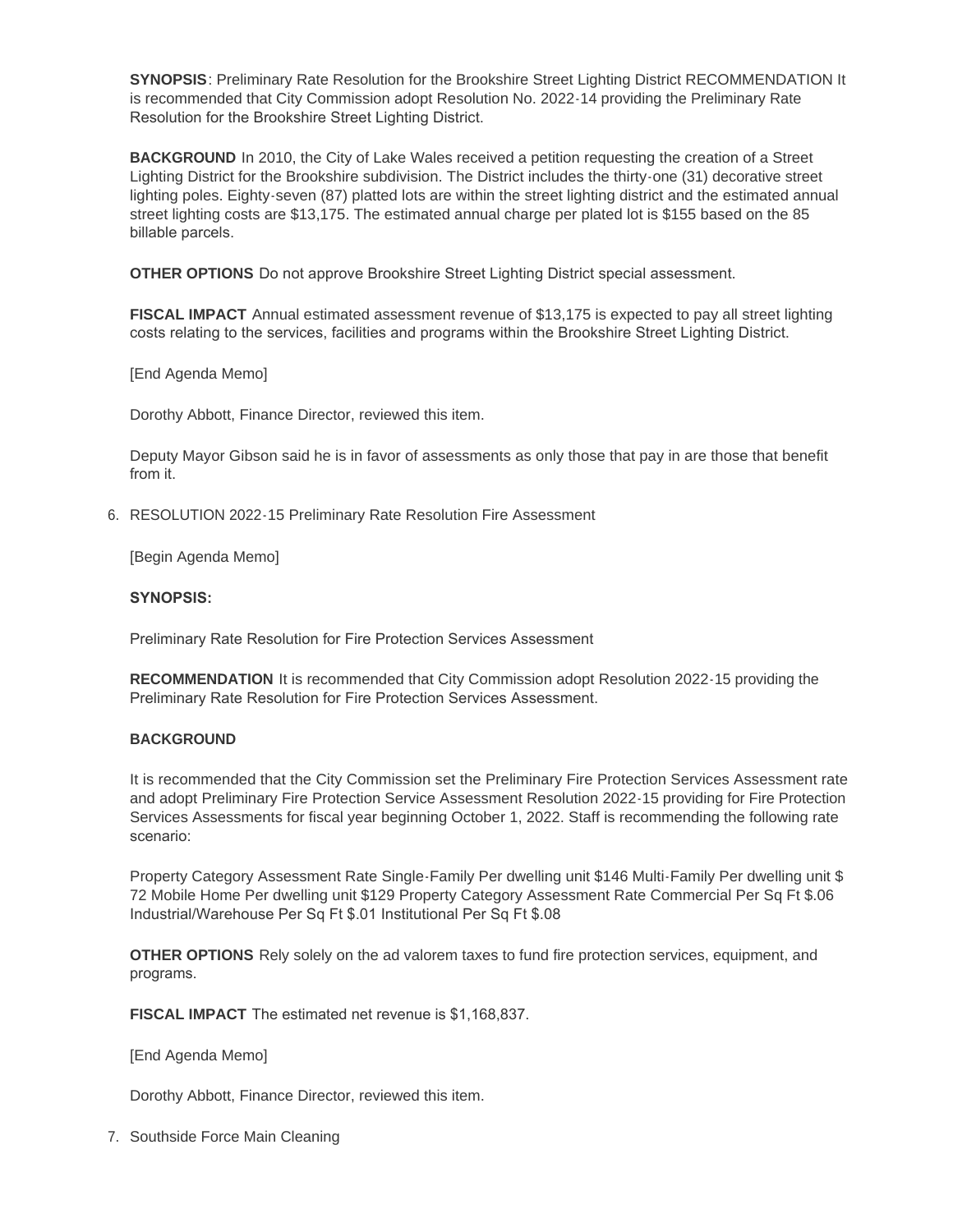**SYNOPSIS**: Preliminary Rate Resolution for the Brookshire Street Lighting District RECOMMENDATION It is recommended that City Commission adopt Resolution No. 2022-14 providing the Preliminary Rate Resolution for the Brookshire Street Lighting District.

**BACKGROUND** In 2010, the City of Lake Wales received a petition requesting the creation of a Street Lighting District for the Brookshire subdivision. The District includes the thirty-one (31) decorative street lighting poles. Eighty-seven (87) platted lots are within the street lighting district and the estimated annual street lighting costs are $13,175. The estimated annual charge per plated lot is $155 based on the 85 billable parcels.

**OTHER OPTIONS** Do not approve Brookshire Street Lighting District special assessment.

**FISCAL IMPACT** Annual estimated assessment revenue of $13,175 is expected to pay all street lighting costs relating to the services, facilities and programs within the Brookshire Street Lighting District.

[End Agenda Memo]

Dorothy Abbott, Finance Director, reviewed this item.

Deputy Mayor Gibson said he is in favor of assessments as only those that pay in are those that benefit from it.

6. RESOLUTION 2022-15 Preliminary Rate Resolution Fire Assessment

[Begin Agenda Memo]

**SYNOPSIS:**

Preliminary Rate Resolution for Fire Protection Services Assessment

**RECOMMENDATION** It is recommended that City Commission adopt Resolution 2022-15 providing the Preliminary Rate Resolution for Fire Protection Services Assessment.

**BACKGROUND**

It is recommended that the City Commission set the Preliminary Fire Protection Services Assessment rate and adopt Preliminary Fire Protection Service Assessment Resolution 2022-15 providing for Fire Protection Services Assessments for fiscal year beginning October 1, 2022. Staff is recommending the following rate scenario:

Property Category Assessment Rate Single-Family Per dwelling unit $146 Multi-Family Per dwelling unit $ 72 Mobile Home Per dwelling unit $129 Property Category Assessment Rate Commercial Per Sq Ft $.06 Industrial/Warehouse Per Sq Ft $.01 Institutional Per Sq Ft $.08

**OTHER OPTIONS** Rely solely on the ad valorem taxes to fund fire protection services, equipment, and programs.

**FISCAL IMPACT** The estimated net revenue is $1,168,837.

[End Agenda Memo]

Dorothy Abbott, Finance Director, reviewed this item.

7. Southside Force Main Cleaning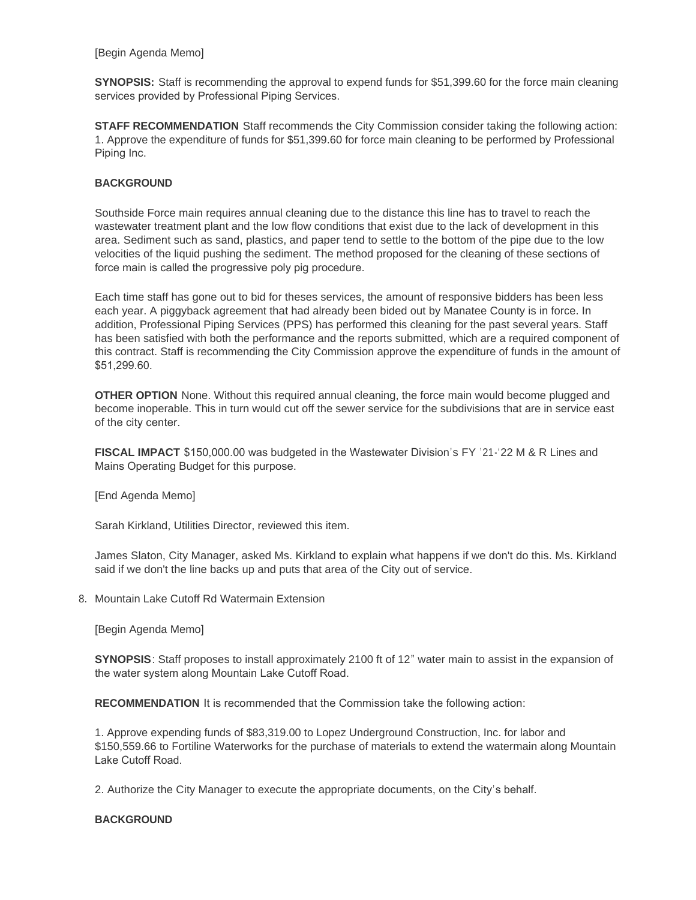[Begin Agenda Memo]

**SYNOPSIS:** Staff is recommending the approval to expend funds for $51,399.60 for the force main cleaning services provided by Professional Piping Services.

**STAFF RECOMMENDATION** Staff recommends the City Commission consider taking the following action:
1. Approve the expenditure of funds for $51,399.60 for force main cleaning to be performed by Professional Piping Inc.

**BACKGROUND**

Southside Force main requires annual cleaning due to the distance this line has to travel to reach the wastewater treatment plant and the low flow conditions that exist due to the lack of development in this area. Sediment such as sand, plastics, and paper tend to settle to the bottom of the pipe due to the low velocities of the liquid pushing the sediment. The method proposed for the cleaning of these sections of force main is called the progressive poly pig procedure.

Each time staff has gone out to bid for theses services, the amount of responsive bidders has been less each year. A piggyback agreement that had already been bided out by Manatee County is in force. In addition, Professional Piping Services (PPS) has performed this cleaning for the past several years. Staff has been satisfied with both the performance and the reports submitted, which are a required component of this contract. Staff is recommending the City Commission approve the expenditure of funds in the amount of $51,299.60.

**OTHER OPTION** None. Without this required annual cleaning, the force main would become plugged and become inoperable. This in turn would cut off the sewer service for the subdivisions that are in service east of the city center.

**FISCAL IMPACT** $150,000.00 was budgeted in the Wastewater Division's FY '21-'22 M & R Lines and Mains Operating Budget for this purpose.

[End Agenda Memo]

Sarah Kirkland, Utilities Director, reviewed this item.

James Slaton, City Manager, asked Ms. Kirkland to explain what happens if we don't do this. Ms. Kirkland said if we don't the line backs up and puts that area of the City out of service.

8. Mountain Lake Cutoff Rd Watermain Extension

[Begin Agenda Memo]

**SYNOPSIS**: Staff proposes to install approximately 2100 ft of 12" water main to assist in the expansion of the water system along Mountain Lake Cutoff Road.

**RECOMMENDATION** It is recommended that the Commission take the following action:

1. Approve expending funds of $83,319.00 to Lopez Underground Construction, Inc. for labor and $150,559.66 to Fortiline Waterworks for the purchase of materials to extend the watermain along Mountain Lake Cutoff Road.

2. Authorize the City Manager to execute the appropriate documents, on the City's behalf.

**BACKGROUND**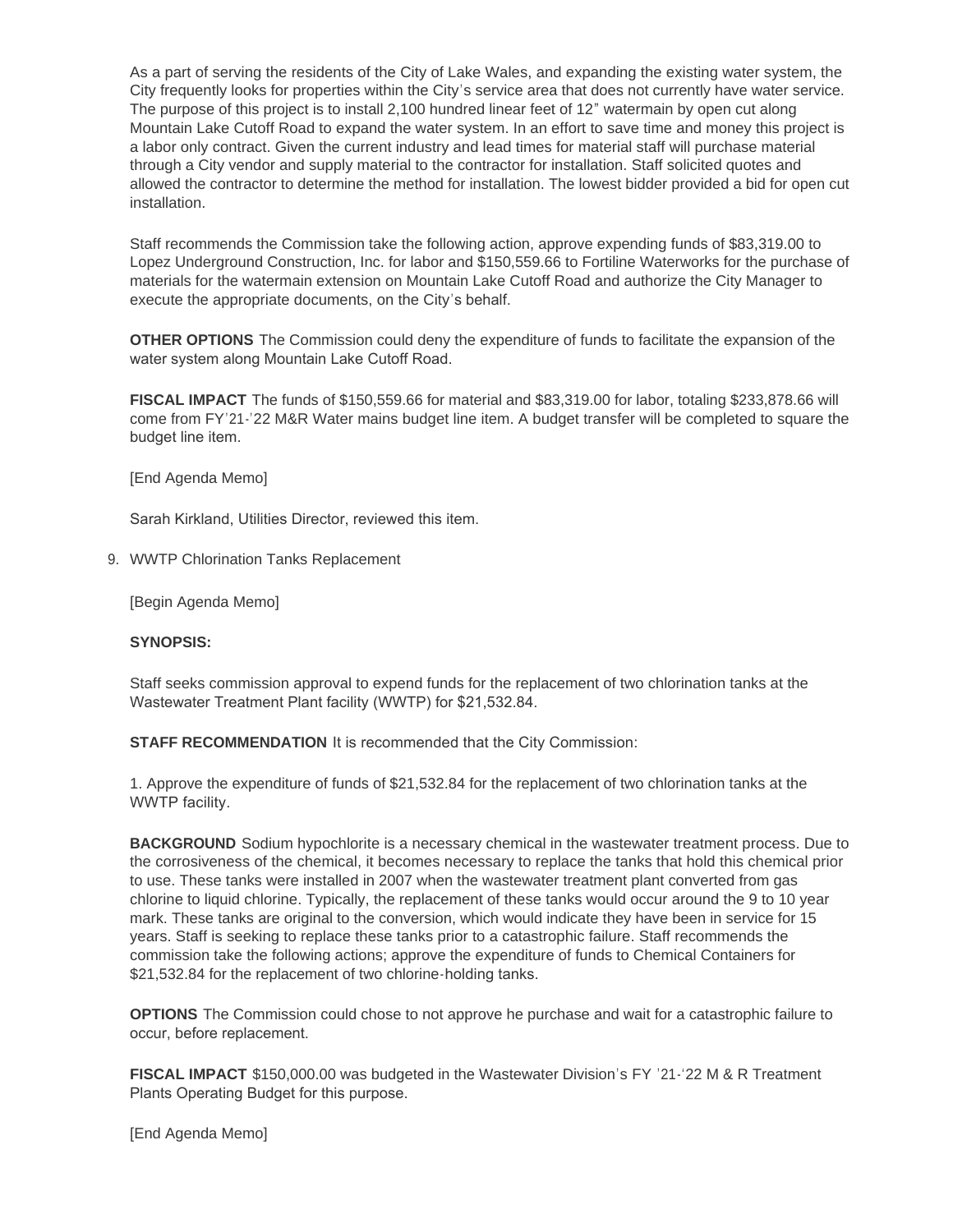As a part of serving the residents of the City of Lake Wales, and expanding the existing water system, the City frequently looks for properties within the City's service area that does not currently have water service. The purpose of this project is to install 2,100 hundred linear feet of 12" watermain by open cut along Mountain Lake Cutoff Road to expand the water system. In an effort to save time and money this project is a labor only contract. Given the current industry and lead times for material staff will purchase material through a City vendor and supply material to the contractor for installation. Staff solicited quotes and allowed the contractor to determine the method for installation. The lowest bidder provided a bid for open cut installation.

Staff recommends the Commission take the following action, approve expending funds of $83,319.00 to Lopez Underground Construction, Inc. for labor and $150,559.66 to Fortiline Waterworks for the purchase of materials for the watermain extension on Mountain Lake Cutoff Road and authorize the City Manager to execute the appropriate documents, on the City's behalf.

**OTHER OPTIONS** The Commission could deny the expenditure of funds to facilitate the expansion of the water system along Mountain Lake Cutoff Road.

**FISCAL IMPACT** The funds of $150,559.66 for material and $83,319.00 for labor, totaling $233,878.66 will come from FY'21-'22 M&R Water mains budget line item. A budget transfer will be completed to square the budget line item.

[End Agenda Memo]

Sarah Kirkland, Utilities Director, reviewed this item.

9. WWTP Chlorination Tanks Replacement

[Begin Agenda Memo]

**SYNOPSIS:**

Staff seeks commission approval to expend funds for the replacement of two chlorination tanks at the Wastewater Treatment Plant facility (WWTP) for $21,532.84.

**STAFF RECOMMENDATION** It is recommended that the City Commission:

1. Approve the expenditure of funds of $21,532.84 for the replacement of two chlorination tanks at the WWTP facility.

**BACKGROUND** Sodium hypochlorite is a necessary chemical in the wastewater treatment process. Due to the corrosiveness of the chemical, it becomes necessary to replace the tanks that hold this chemical prior to use. These tanks were installed in 2007 when the wastewater treatment plant converted from gas chlorine to liquid chlorine. Typically, the replacement of these tanks would occur around the 9 to 10 year mark. These tanks are original to the conversion, which would indicate they have been in service for 15 years. Staff is seeking to replace these tanks prior to a catastrophic failure. Staff recommends the commission take the following actions; approve the expenditure of funds to Chemical Containers for $21,532.84 for the replacement of two chlorine-holding tanks.

**OPTIONS** The Commission could chose to not approve he purchase and wait for a catastrophic failure to occur, before replacement.

**FISCAL IMPACT** $150,000.00 was budgeted in the Wastewater Division's FY '21-'22 M & R Treatment Plants Operating Budget for this purpose.

[End Agenda Memo]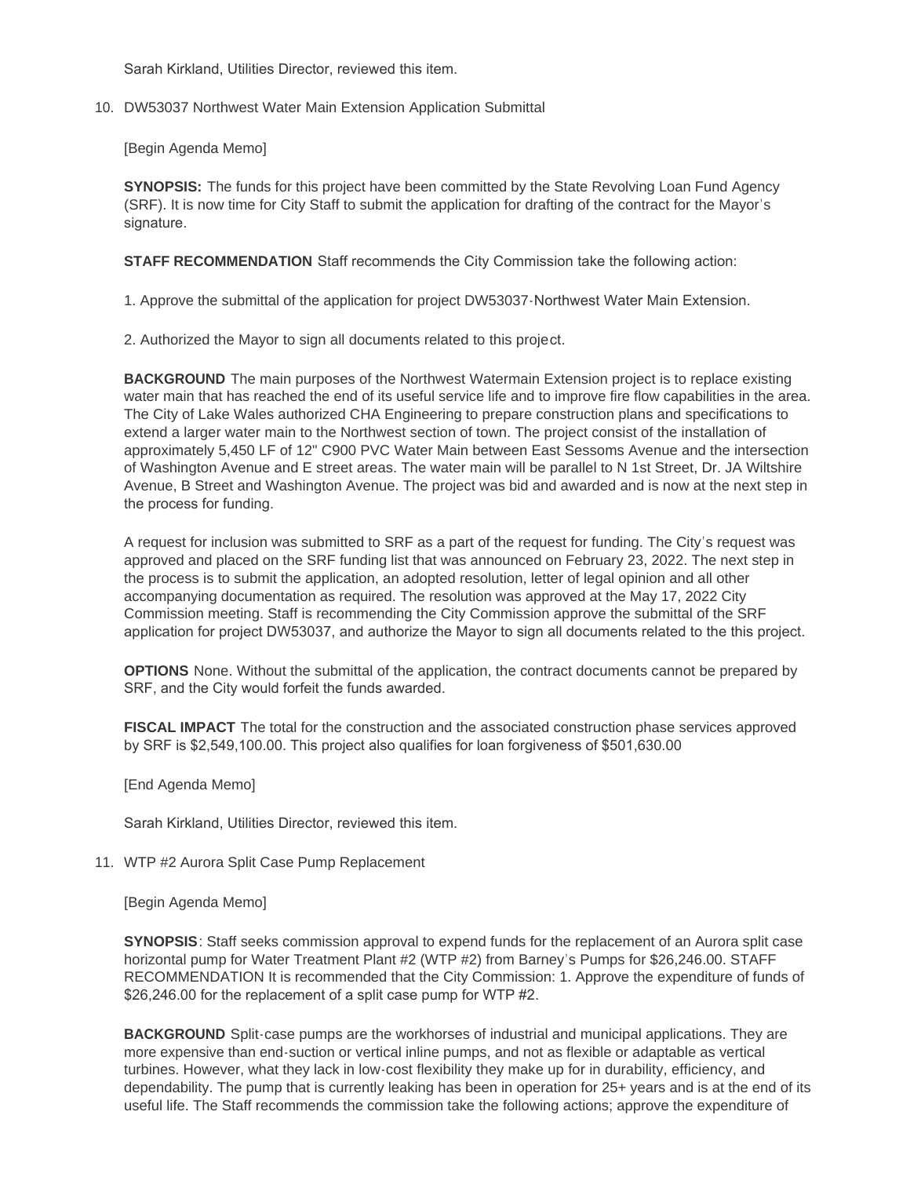Sarah Kirkland, Utilities Director, reviewed this item.

10. DW53037 Northwest Water Main Extension Application Submittal

    [Begin Agenda Memo]

    **SYNOPSIS:** The funds for this project have been committed by the State Revolving Loan Fund Agency (SRF). It is now time for City Staff to submit the application for drafting of the contract for the Mayor's signature.

    **STAFF RECOMMENDATION** Staff recommends the City Commission take the following action:

    1. Approve the submittal of the application for project DW53037-Northwest Water Main Extension.

    2. Authorized the Mayor to sign all documents related to this project.

    **BACKGROUND** The main purposes of the Northwest Watermain Extension project is to replace existing water main that has reached the end of its useful service life and to improve fire flow capabilities in the area. The City of Lake Wales authorized CHA Engineering to prepare construction plans and specifications to extend a larger water main to the Northwest section of town. The project consist of the installation of approximately 5,450 LF of 12" C900 PVC Water Main between East Sessoms Avenue and the intersection of Washington Avenue and E street areas. The water main will be parallel to N 1st Street, Dr. JA Wiltshire Avenue, B Street and Washington Avenue. The project was bid and awarded and is now at the next step in the process for funding.

    A request for inclusion was submitted to SRF as a part of the request for funding. The City's request was approved and placed on the SRF funding list that was announced on February 23, 2022. The next step in the process is to submit the application, an adopted resolution, letter of legal opinion and all other accompanying documentation as required. The resolution was approved at the May 17, 2022 City Commission meeting. Staff is recommending the City Commission approve the submittal of the SRF application for project DW53037, and authorize the Mayor to sign all documents related to the this project.

    **OPTIONS** None. Without the submittal of the application, the contract documents cannot be prepared by SRF, and the City would forfeit the funds awarded.

    **FISCAL IMPACT** The total for the construction and the associated construction phase services approved by SRF is $2,549,100.00. This project also qualifies for loan forgiveness of $501,630.00

    [End Agenda Memo]

    Sarah Kirkland, Utilities Director, reviewed this item.

11. WTP #2 Aurora Split Case Pump Replacement

    [Begin Agenda Memo]

    **SYNOPSIS**: Staff seeks commission approval to expend funds for the replacement of an Aurora split case horizontal pump for Water Treatment Plant #2 (WTP #2) from Barney's Pumps for $26,246.00. STAFF RECOMMENDATION It is recommended that the City Commission: 1. Approve the expenditure of funds of $26,246.00 for the replacement of a split case pump for WTP #2.

    **BACKGROUND** Split-case pumps are the workhorses of industrial and municipal applications. They are more expensive than end-suction or vertical inline pumps, and not as flexible or adaptable as vertical turbines. However, what they lack in low-cost flexibility they make up for in durability, efficiency, and dependability. The pump that is currently leaking has been in operation for 25+ years and is at the end of its useful life. The Staff recommends the commission take the following actions; approve the expenditure of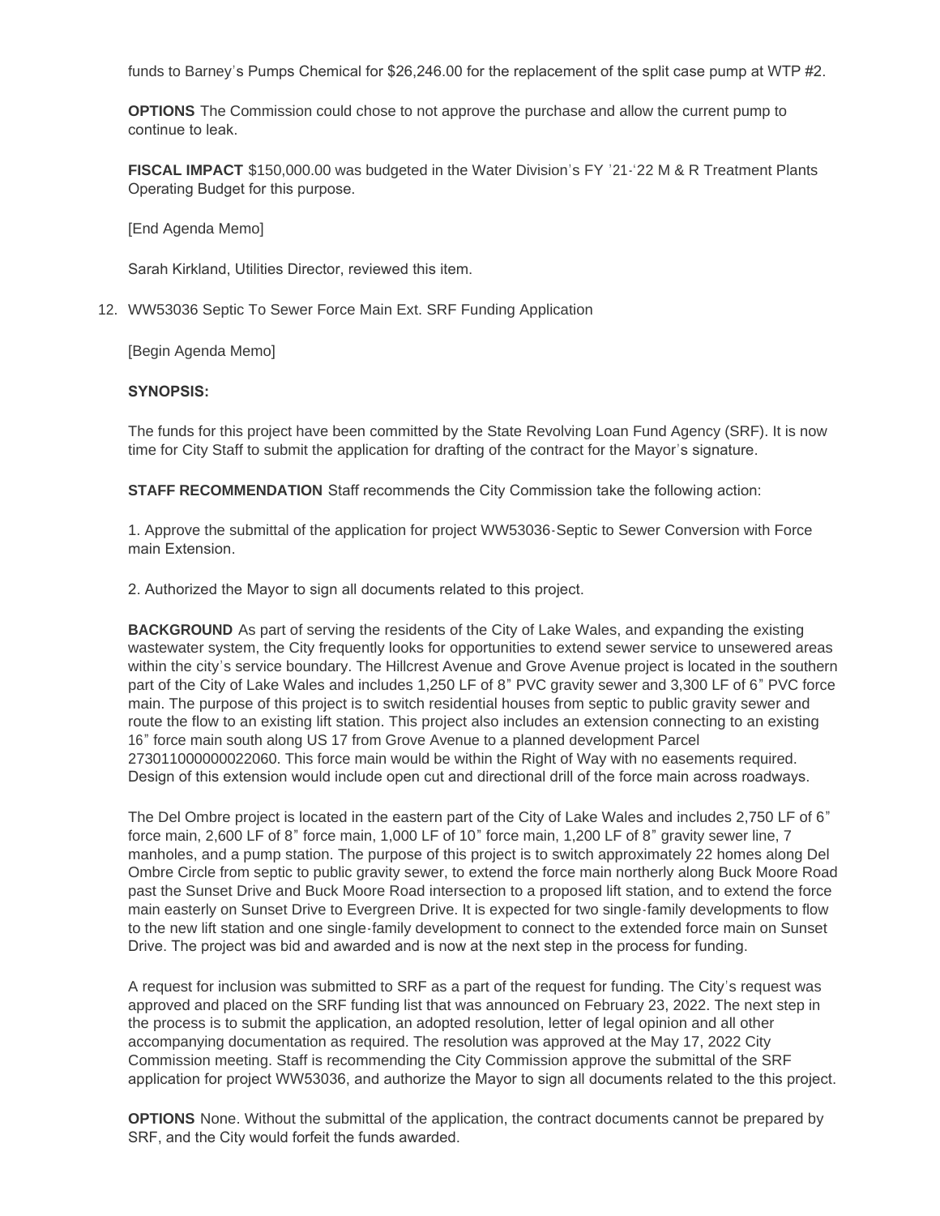funds to Barney's Pumps Chemical for $26,246.00 for the replacement of the split case pump at WTP #2.

**OPTIONS** The Commission could chose to not approve the purchase and allow the current pump to continue to leak.

**FISCAL IMPACT** $150,000.00 was budgeted in the Water Division's FY '21-'22 M & R Treatment Plants Operating Budget for this purpose.

[End Agenda Memo]

Sarah Kirkland, Utilities Director, reviewed this item.

12. WW53036 Septic To Sewer Force Main Ext. SRF Funding Application

[Begin Agenda Memo]

**SYNOPSIS:**

The funds for this project have been committed by the State Revolving Loan Fund Agency (SRF). It is now time for City Staff to submit the application for drafting of the contract for the Mayor's signature.

**STAFF RECOMMENDATION** Staff recommends the City Commission take the following action:

1. Approve the submittal of the application for project WW53036-Septic to Sewer Conversion with Force main Extension.

2. Authorized the Mayor to sign all documents related to this project.

**BACKGROUND** As part of serving the residents of the City of Lake Wales, and expanding the existing wastewater system, the City frequently looks for opportunities to extend sewer service to unsewered areas within the city's service boundary. The Hillcrest Avenue and Grove Avenue project is located in the southern part of the City of Lake Wales and includes 1,250 LF of 8" PVC gravity sewer and 3,300 LF of 6" PVC force main. The purpose of this project is to switch residential houses from septic to public gravity sewer and route the flow to an existing lift station. This project also includes an extension connecting to an existing 16" force main south along US 17 from Grove Avenue to a planned development Parcel 273011000000022060. This force main would be within the Right of Way with no easements required. Design of this extension would include open cut and directional drill of the force main across roadways.

The Del Ombre project is located in the eastern part of the City of Lake Wales and includes 2,750 LF of 6" force main, 2,600 LF of 8" force main, 1,000 LF of 10" force main, 1,200 LF of 8" gravity sewer line, 7 manholes, and a pump station. The purpose of this project is to switch approximately 22 homes along Del Ombre Circle from septic to public gravity sewer, to extend the force main northerly along Buck Moore Road past the Sunset Drive and Buck Moore Road intersection to a proposed lift station, and to extend the force main easterly on Sunset Drive to Evergreen Drive. It is expected for two single-family developments to flow to the new lift station and one single-family development to connect to the extended force main on Sunset Drive. The project was bid and awarded and is now at the next step in the process for funding.

A request for inclusion was submitted to SRF as a part of the request for funding. The City's request was approved and placed on the SRF funding list that was announced on February 23, 2022. The next step in the process is to submit the application, an adopted resolution, letter of legal opinion and all other accompanying documentation as required. The resolution was approved at the May 17, 2022 City Commission meeting. Staff is recommending the City Commission approve the submittal of the SRF application for project WW53036, and authorize the Mayor to sign all documents related to the this project.

**OPTIONS** None. Without the submittal of the application, the contract documents cannot be prepared by SRF, and the City would forfeit the funds awarded.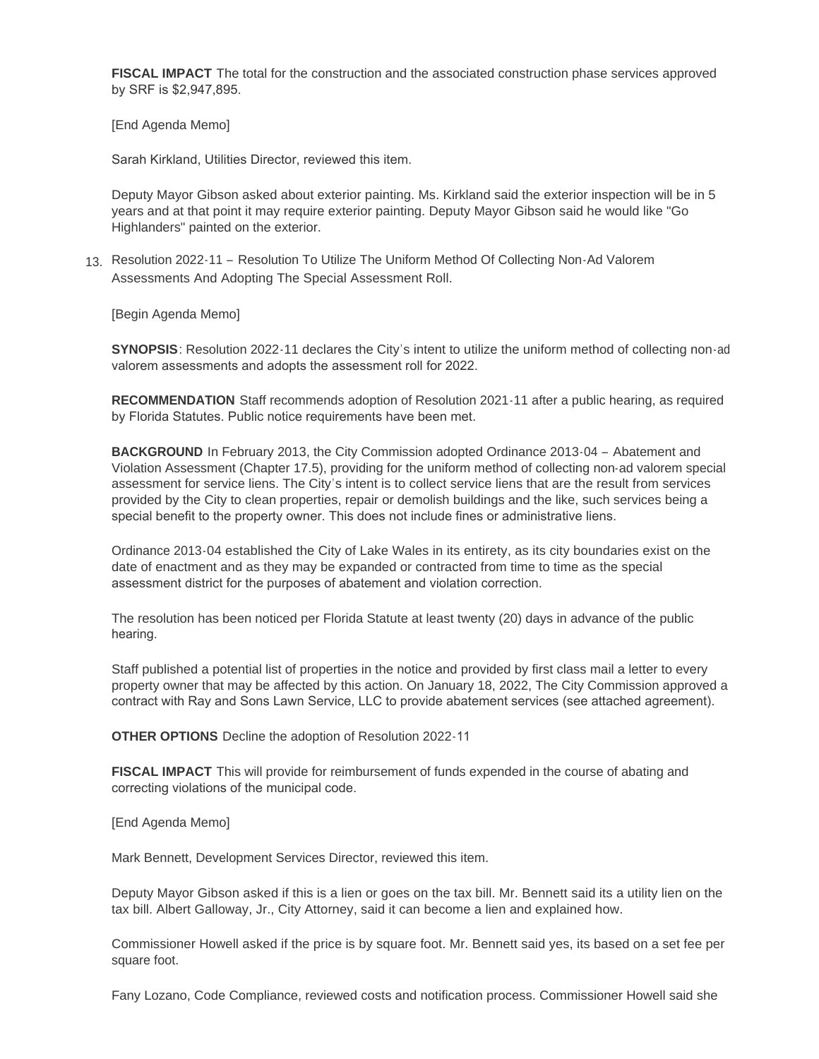**FISCAL IMPACT** The total for the construction and the associated construction phase services approved by SRF is $2,947,895.

[End Agenda Memo]

Sarah Kirkland, Utilities Director, reviewed this item.

Deputy Mayor Gibson asked about exterior painting. Ms. Kirkland said the exterior inspection will be in 5 years and at that point it may require exterior painting. Deputy Mayor Gibson said he would like "Go Highlanders" painted on the exterior.

13. Resolution 2022-11 – Resolution To Utilize The Uniform Method Of Collecting Non-Ad Valorem Assessments And Adopting The Special Assessment Roll.

[Begin Agenda Memo]

**SYNOPSIS**: Resolution 2022-11 declares the City's intent to utilize the uniform method of collecting non-ad valorem assessments and adopts the assessment roll for 2022.

**RECOMMENDATION** Staff recommends adoption of Resolution 2021-11 after a public hearing, as required by Florida Statutes. Public notice requirements have been met.

**BACKGROUND** In February 2013, the City Commission adopted Ordinance 2013-04 – Abatement and Violation Assessment (Chapter 17.5), providing for the uniform method of collecting non-ad valorem special assessment for service liens. The City's intent is to collect service liens that are the result from services provided by the City to clean properties, repair or demolish buildings and the like, such services being a special benefit to the property owner. This does not include fines or administrative liens.

Ordinance 2013-04 established the City of Lake Wales in its entirety, as its city boundaries exist on the date of enactment and as they may be expanded or contracted from time to time as the special assessment district for the purposes of abatement and violation correction.

The resolution has been noticed per Florida Statute at least twenty (20) days in advance of the public hearing.

Staff published a potential list of properties in the notice and provided by first class mail a letter to every property owner that may be affected by this action. On January 18, 2022, The City Commission approved a contract with Ray and Sons Lawn Service, LLC to provide abatement services (see attached agreement).

**OTHER OPTIONS** Decline the adoption of Resolution 2022-11

**FISCAL IMPACT** This will provide for reimbursement of funds expended in the course of abating and correcting violations of the municipal code.

[End Agenda Memo]

Mark Bennett, Development Services Director, reviewed this item.

Deputy Mayor Gibson asked if this is a lien or goes on the tax bill. Mr. Bennett said its a utility lien on the tax bill. Albert Galloway, Jr., City Attorney, said it can become a lien and explained how.

Commissioner Howell asked if the price is by square foot. Mr. Bennett said yes, its based on a set fee per square foot.

Fany Lozano, Code Compliance, reviewed costs and notification process. Commissioner Howell said she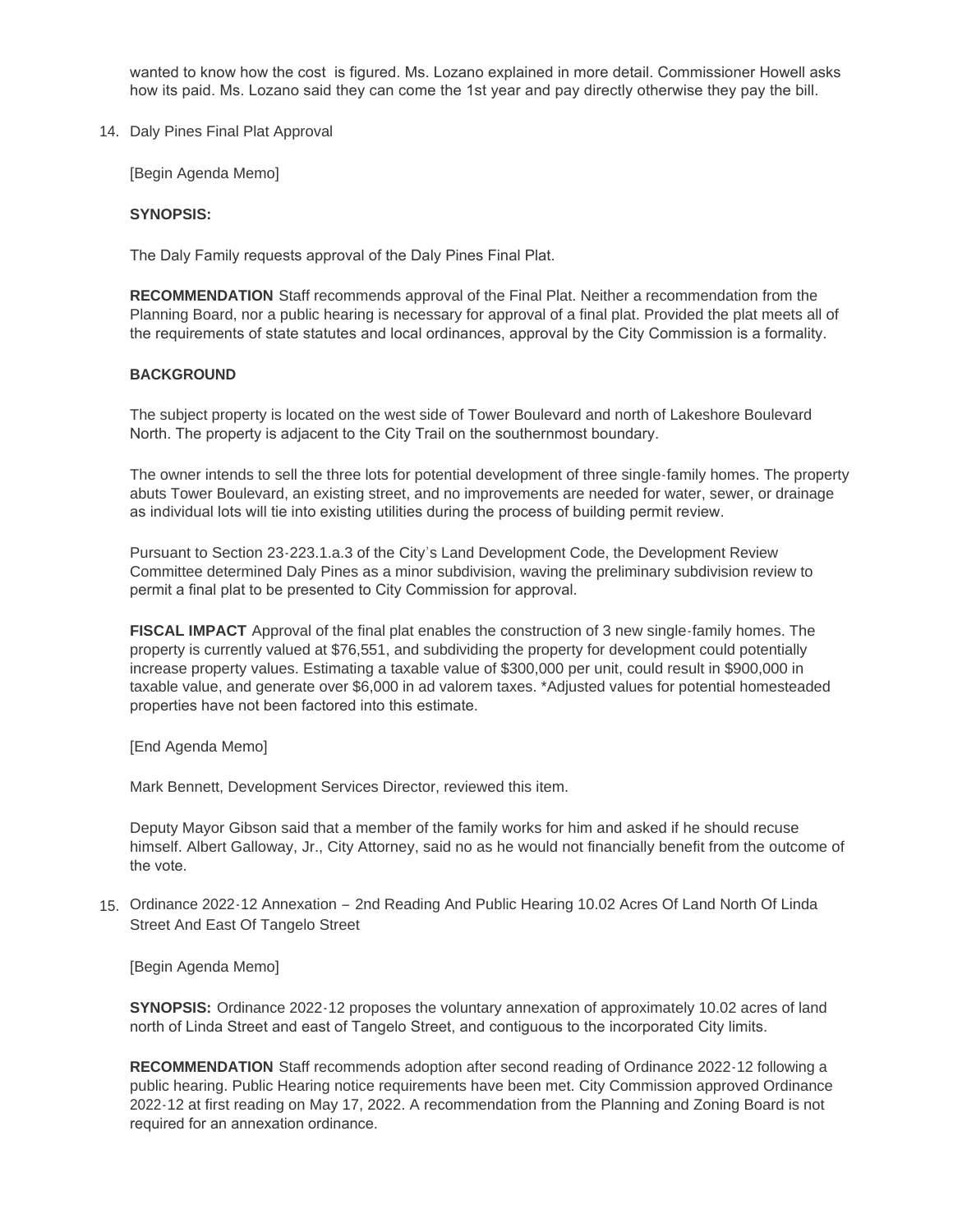wanted to know how the cost is figured. Ms. Lozano explained in more detail. Commissioner Howell asks how its paid. Ms. Lozano said they can come the 1st year and pay directly otherwise they pay the bill.

14. Daly Pines Final Plat Approval

[Begin Agenda Memo]

**SYNOPSIS:**

The Daly Family requests approval of the Daly Pines Final Plat.

**RECOMMENDATION** Staff recommends approval of the Final Plat. Neither a recommendation from the Planning Board, nor a public hearing is necessary for approval of a final plat. Provided the plat meets all of the requirements of state statutes and local ordinances, approval by the City Commission is a formality.

**BACKGROUND**

The subject property is located on the west side of Tower Boulevard and north of Lakeshore Boulevard North. The property is adjacent to the City Trail on the southernmost boundary.

The owner intends to sell the three lots for potential development of three single-family homes. The property abuts Tower Boulevard, an existing street, and no improvements are needed for water, sewer, or drainage as individual lots will tie into existing utilities during the process of building permit review.

Pursuant to Section 23-223.1.a.3 of the City's Land Development Code, the Development Review Committee determined Daly Pines as a minor subdivision, waving the preliminary subdivision review to permit a final plat to be presented to City Commission for approval.

**FISCAL IMPACT** Approval of the final plat enables the construction of 3 new single-family homes. The property is currently valued at $76,551, and subdividing the property for development could potentially increase property values. Estimating a taxable value of $300,000 per unit, could result in $900,000 in taxable value, and generate over $6,000 in ad valorem taxes. *Adjusted values for potential homesteaded properties have not been factored into this estimate.

[End Agenda Memo]

Mark Bennett, Development Services Director, reviewed this item.

Deputy Mayor Gibson said that a member of the family works for him and asked if he should recuse himself. Albert Galloway, Jr., City Attorney, said no as he would not financially benefit from the outcome of the vote.

15. Ordinance 2022-12 Annexation – 2nd Reading And Public Hearing 10.02 Acres Of Land North Of Linda Street And East Of Tangelo Street

[Begin Agenda Memo]

**SYNOPSIS:** Ordinance 2022-12 proposes the voluntary annexation of approximately 10.02 acres of land north of Linda Street and east of Tangelo Street, and contiguous to the incorporated City limits.

**RECOMMENDATION** Staff recommends adoption after second reading of Ordinance 2022-12 following a public hearing. Public Hearing notice requirements have been met. City Commission approved Ordinance 2022-12 at first reading on May 17, 2022. A recommendation from the Planning and Zoning Board is not required for an annexation ordinance.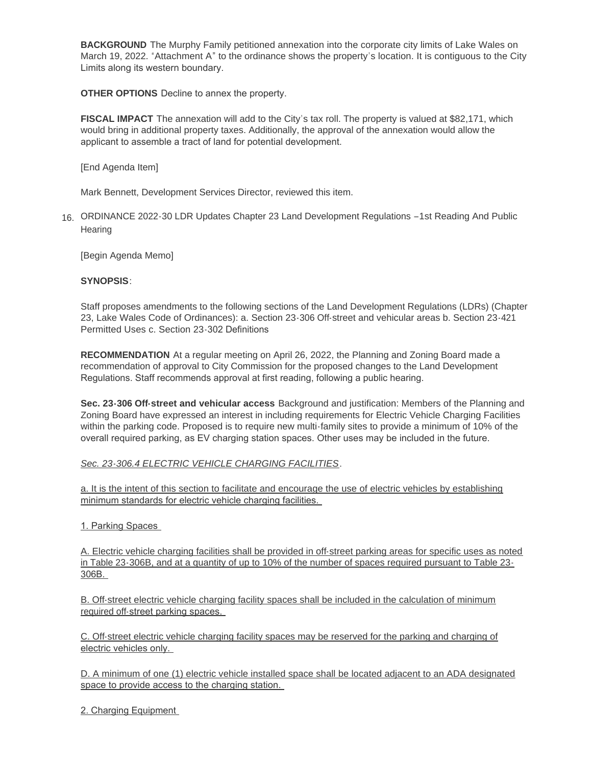**BACKGROUND** The Murphy Family petitioned annexation into the corporate city limits of Lake Wales on March 19, 2022. "Attachment A" to the ordinance shows the property's location. It is contiguous to the City Limits along its western boundary.

**OTHER OPTIONS** Decline to annex the property.

**FISCAL IMPACT** The annexation will add to the City's tax roll. The property is valued at $82,171, which would bring in additional property taxes. Additionally, the approval of the annexation would allow the applicant to assemble a tract of land for potential development.

[End Agenda Item]

Mark Bennett, Development Services Director, reviewed this item.

16. ORDINANCE 2022-30 LDR Updates Chapter 23 Land Development Regulations –1st Reading And Public Hearing

[Begin Agenda Memo]

**SYNOPSIS**:

Staff proposes amendments to the following sections of the Land Development Regulations (LDRs) (Chapter 23, Lake Wales Code of Ordinances): a. Section 23-306 Off-street and vehicular areas b. Section 23-421 Permitted Uses c. Section 23-302 Definitions

**RECOMMENDATION** At a regular meeting on April 26, 2022, the Planning and Zoning Board made a recommendation of approval to City Commission for the proposed changes to the Land Development Regulations. Staff recommends approval at first reading, following a public hearing.

**Sec. 23-306 Off-street and vehicular access** Background and justification: Members of the Planning and Zoning Board have expressed an interest in including requirements for Electric Vehicle Charging Facilities within the parking code. Proposed is to require new multi-family sites to provide a minimum of 10% of the overall required parking, as EV charging station spaces. Other uses may be included in the future.

*Sec. 23-306.4 ELECTRIC VEHICLE CHARGING FACILITIES*.

a. It is the intent of this section to facilitate and encourage the use of electric vehicles by establishing minimum standards for electric vehicle charging facilities.

1. Parking Spaces

A. Electric vehicle charging facilities shall be provided in off-street parking areas for specific uses as noted in Table 23-306B, and at a quantity of up to 10% of the number of spaces required pursuant to Table 23-306B.

B. Off-street electric vehicle charging facility spaces shall be included in the calculation of minimum required off-street parking spaces.

C. Off-street electric vehicle charging facility spaces may be reserved for the parking and charging of electric vehicles only.

D. A minimum of one (1) electric vehicle installed space shall be located adjacent to an ADA designated space to provide access to the charging station.

2. Charging Equipment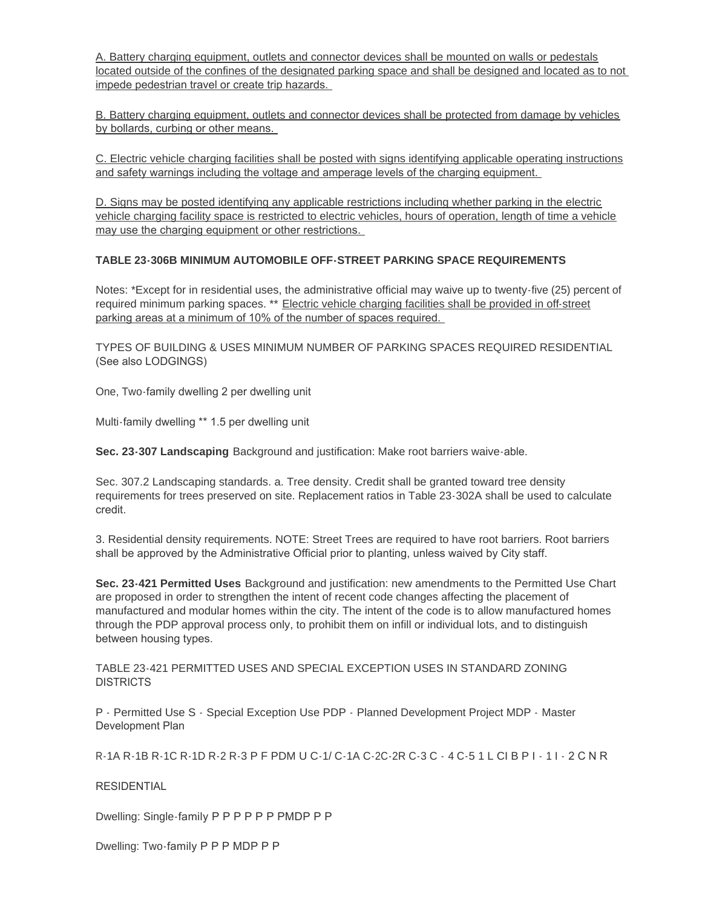A. Battery charging equipment, outlets and connector devices shall be mounted on walls or pedestals located outside of the confines of the designated parking space and shall be designed and located as to not impede pedestrian travel or create trip hazards.

B. Battery charging equipment, outlets and connector devices shall be protected from damage by vehicles by bollards, curbing or other means.

C. Electric vehicle charging facilities shall be posted with signs identifying applicable operating instructions and safety warnings including the voltage and amperage levels of the charging equipment.

D. Signs may be posted identifying any applicable restrictions including whether parking in the electric vehicle charging facility space is restricted to electric vehicles, hours of operation, length of time a vehicle may use the charging equipment or other restrictions.

**TABLE 23-306B MINIMUM AUTOMOBILE OFF-STREET PARKING SPACE REQUIREMENTS**

Notes: *Except for in residential uses, the administrative official may waive up to twenty-five (25) percent of required minimum parking spaces. ** Electric vehicle charging facilities shall be provided in off-street parking areas at a minimum of 10% of the number of spaces required.

TYPES OF BUILDING & USES MINIMUM NUMBER OF PARKING SPACES REQUIRED RESIDENTIAL (See also LODGINGS)

One, Two-family dwelling 2 per dwelling unit

Multi-family dwelling ** 1.5 per dwelling unit

**Sec. 23-307 Landscaping** Background and justification: Make root barriers waive-able.

Sec. 307.2 Landscaping standards. a. Tree density. Credit shall be granted toward tree density requirements for trees preserved on site. Replacement ratios in Table 23-302A shall be used to calculate credit.

3. Residential density requirements. NOTE: Street Trees are required to have root barriers. Root barriers shall be approved by the Administrative Official prior to planting, unless waived by City staff.

**Sec. 23-421 Permitted Uses** Background and justification: new amendments to the Permitted Use Chart are proposed in order to strengthen the intent of recent code changes affecting the placement of manufactured and modular homes within the city. The intent of the code is to allow manufactured homes through the PDP approval process only, to prohibit them on infill or individual lots, and to distinguish between housing types.

TABLE 23-421 PERMITTED USES AND SPECIAL EXCEPTION USES IN STANDARD ZONING DISTRICTS

P - Permitted Use S - Special Exception Use PDP - Planned Development Project MDP - Master Development Plan

R-1A R-1B R-1C R-1D R-2 R-3 P F PDM U C-1/ C-1A C-2C-2R C-3 C - 4 C-5 1 L CI B P I - 1 I - 2 C N R

RESIDENTIAL

Dwelling: Single-family P P P P P P PMDP P P

Dwelling: Two-family P P P MDP P P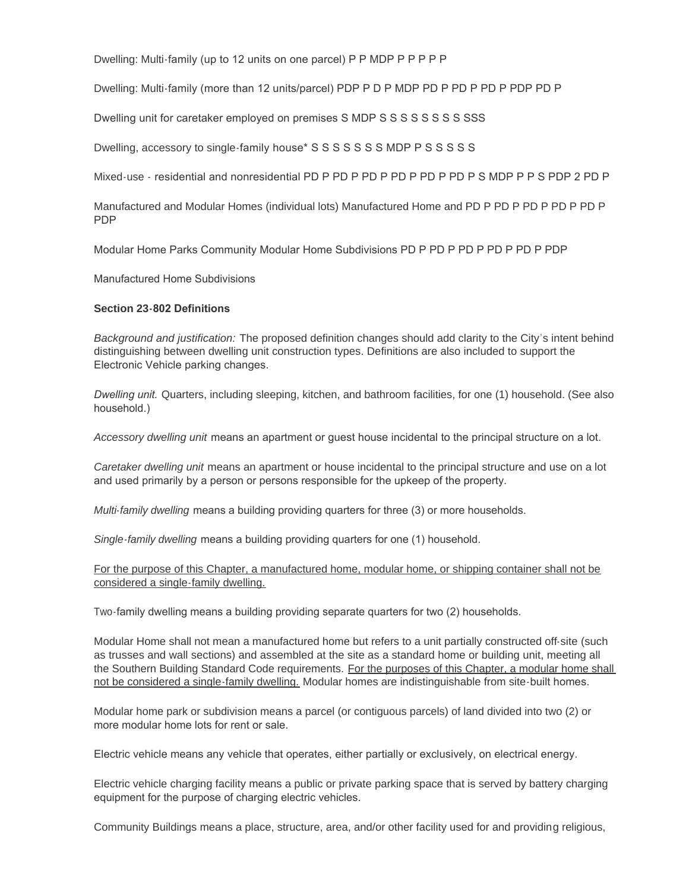Dwelling: Multi-family (up to 12 units on one parcel) P P MDP P P P P P

Dwelling: Multi-family (more than 12 units/parcel) PDP P D P MDP PD P PD P PD P PDP PD P

Dwelling unit for caretaker employed on premises S MDP S S S S S S S S SSS

Dwelling, accessory to single-family house* S S S S S S S MDP P S S S S S

Mixed-use - residential and nonresidential PD P PD P PD P PD P PD P PD P S MDP P P S PDP 2 PD P

Manufactured and Modular Homes (individual lots) Manufactured Home and PD P PD P PD P PD P PD P PDP

Modular Home Parks Community Modular Home Subdivisions PD P PD P PD P PD P PD P PDP

Manufactured Home Subdivisions

**Section 23-802 Definitions**

*Background and justification:* The proposed definition changes should add clarity to the City's intent behind distinguishing between dwelling unit construction types. Definitions are also included to support the Electronic Vehicle parking changes.

*Dwelling unit.* Quarters, including sleeping, kitchen, and bathroom facilities, for one (1) household. (See also household.)

*Accessory dwelling unit* means an apartment or guest house incidental to the principal structure on a lot.

*Caretaker dwelling unit* means an apartment or house incidental to the principal structure and use on a lot and used primarily by a person or persons responsible for the upkeep of the property.

*Multi-family dwelling* means a building providing quarters for three (3) or more households.

*Single-family dwelling* means a building providing quarters for one (1) household.

<u>For the purpose of this Chapter, a manufactured home, modular home, or shipping container shall not be considered a single-family dwelling.</u>

Two-family dwelling means a building providing separate quarters for two (2) households.

Modular Home shall not mean a manufactured home but refers to a unit partially constructed off-site (such as trusses and wall sections) and assembled at the site as a standard home or building unit, meeting all the Southern Building Standard Code requirements. <u>For the purposes of this Chapter, a modular home shall not be considered a single-family dwelling.</u> Modular homes are indistinguishable from site-built homes.

Modular home park or subdivision means a parcel (or contiguous parcels) of land divided into two (2) or more modular home lots for rent or sale.

Electric vehicle means any vehicle that operates, either partially or exclusively, on electrical energy.

Electric vehicle charging facility means a public or private parking space that is served by battery charging equipment for the purpose of charging electric vehicles.

Community Buildings means a place, structure, area, and/or other facility used for and providing religious,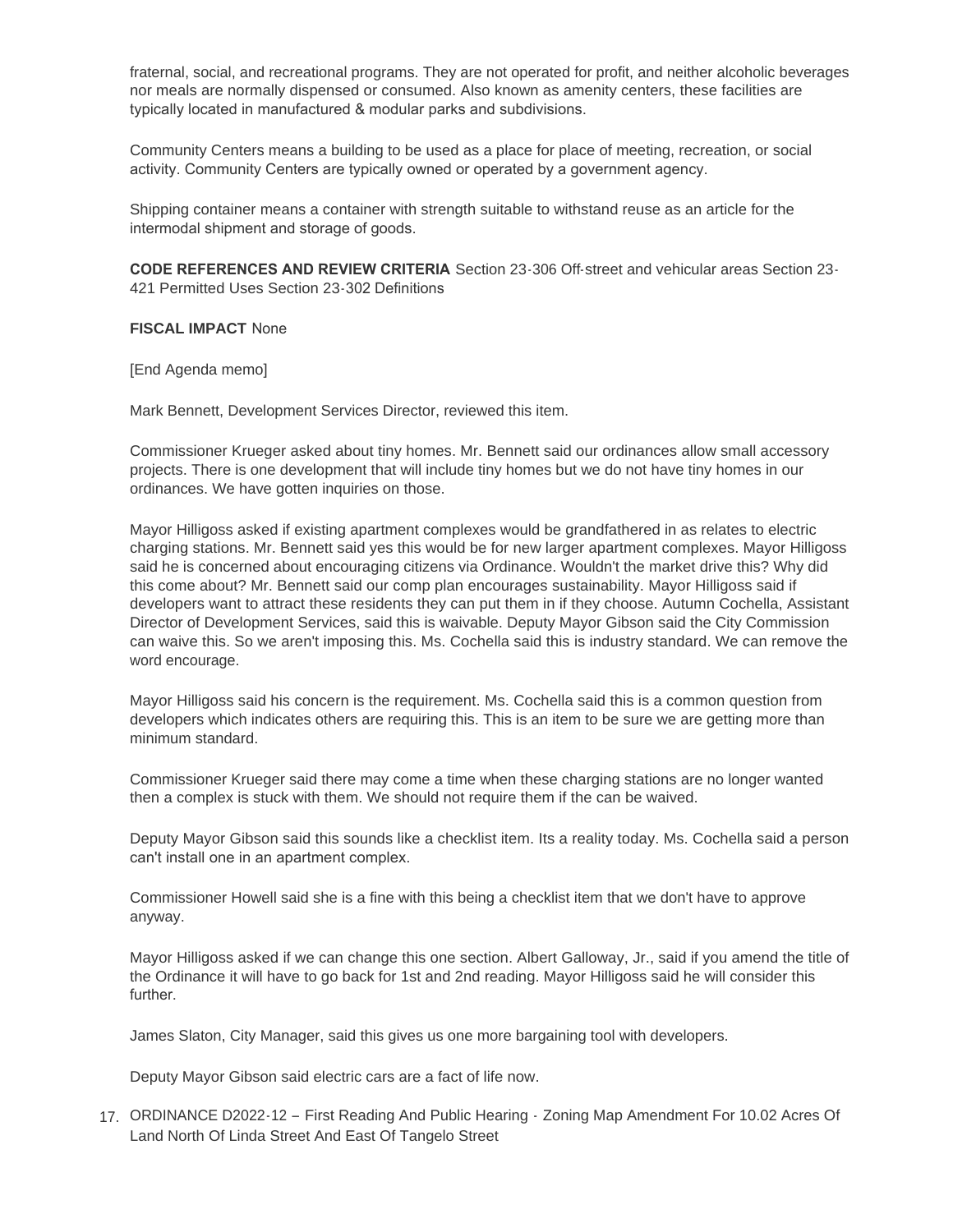fraternal, social, and recreational programs. They are not operated for profit, and neither alcoholic beverages nor meals are normally dispensed or consumed. Also known as amenity centers, these facilities are typically located in manufactured & modular parks and subdivisions.

Community Centers means a building to be used as a place for place of meeting, recreation, or social activity. Community Centers are typically owned or operated by a government agency.

Shipping container means a container with strength suitable to withstand reuse as an article for the intermodal shipment and storage of goods.

**CODE REFERENCES AND REVIEW CRITERIA** Section 23-306 Off-street and vehicular areas Section 23-421 Permitted Uses Section 23-302 Definitions

**FISCAL IMPACT** None

[End Agenda memo]

Mark Bennett, Development Services Director, reviewed this item.

Commissioner Krueger asked about tiny homes. Mr. Bennett said our ordinances allow small accessory projects. There is one development that will include tiny homes but we do not have tiny homes in our ordinances. We have gotten inquiries on those.

Mayor Hilligoss asked if existing apartment complexes would be grandfathered in as relates to electric charging stations. Mr. Bennett said yes this would be for new larger apartment complexes. Mayor Hilligoss said he is concerned about encouraging citizens via Ordinance. Wouldn't the market drive this? Why did this come about? Mr. Bennett said our comp plan encourages sustainability. Mayor Hilligoss said if developers want to attract these residents they can put them in if they choose. Autumn Cochella, Assistant Director of Development Services, said this is waivable. Deputy Mayor Gibson said the City Commission can waive this. So we aren't imposing this. Ms. Cochella said this is industry standard. We can remove the word encourage.

Mayor Hilligoss said his concern is the requirement. Ms. Cochella said this is a common question from developers which indicates others are requiring this. This is an item to be sure we are getting more than minimum standard.

Commissioner Krueger said there may come a time when these charging stations are no longer wanted then a complex is stuck with them. We should not require them if the can be waived.

Deputy Mayor Gibson said this sounds like a checklist item. Its a reality today. Ms. Cochella said a person can't install one in an apartment complex.

Commissioner Howell said she is a fine with this being a checklist item that we don't have to approve anyway.

Mayor Hilligoss asked if we can change this one section. Albert Galloway, Jr., said if you amend the title of the Ordinance it will have to go back for 1st and 2nd reading. Mayor Hilligoss said he will consider this further.

James Slaton, City Manager, said this gives us one more bargaining tool with developers.

Deputy Mayor Gibson said electric cars are a fact of life now.

17. ORDINANCE D2022-12 – First Reading And Public Hearing - Zoning Map Amendment For 10.02 Acres Of Land North Of Linda Street And East Of Tangelo Street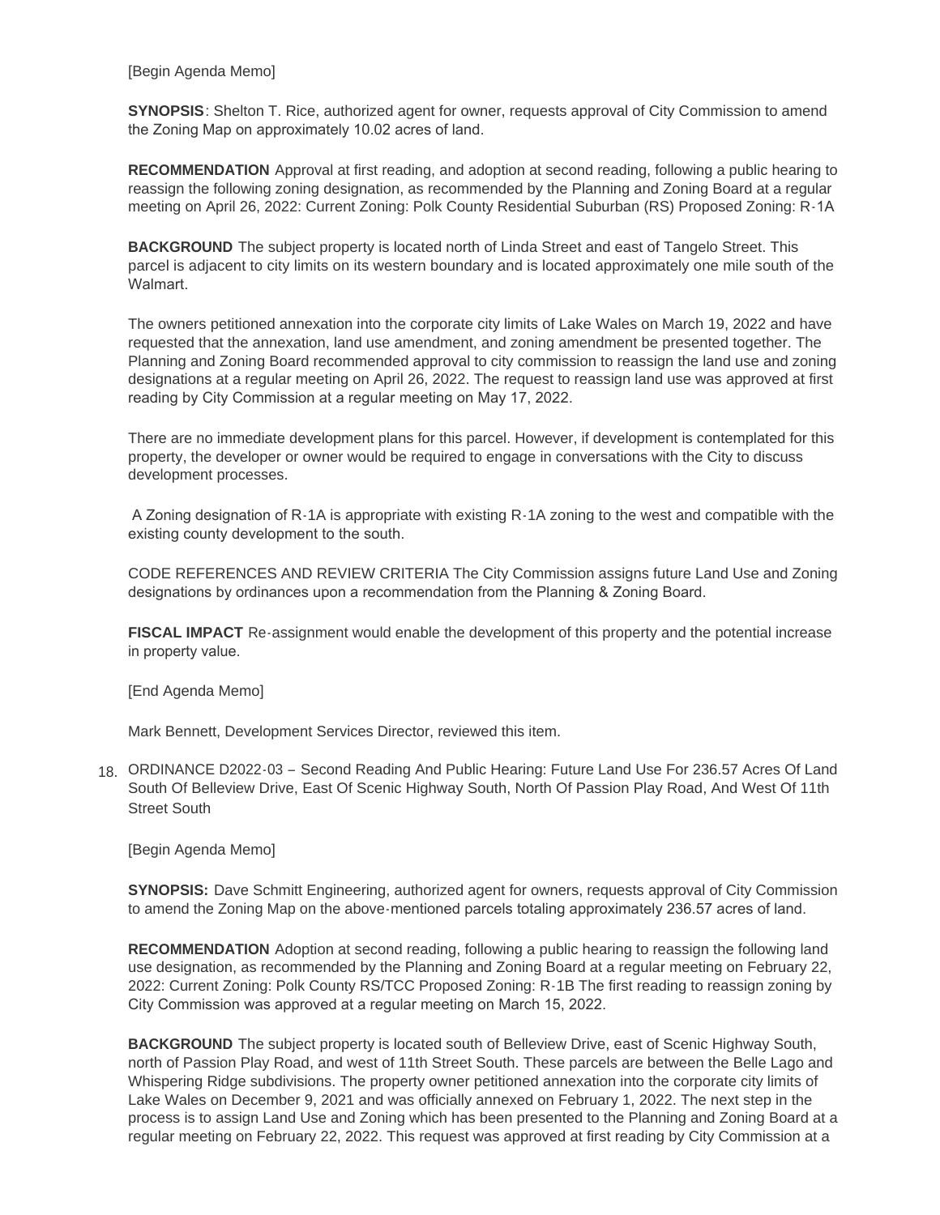[Begin Agenda Memo]

**SYNOPSIS**: Shelton T. Rice, authorized agent for owner, requests approval of City Commission to amend the Zoning Map on approximately 10.02 acres of land.

**RECOMMENDATION** Approval at first reading, and adoption at second reading, following a public hearing to reassign the following zoning designation, as recommended by the Planning and Zoning Board at a regular meeting on April 26, 2022: Current Zoning: Polk County Residential Suburban (RS) Proposed Zoning: R-1A

**BACKGROUND** The subject property is located north of Linda Street and east of Tangelo Street. This parcel is adjacent to city limits on its western boundary and is located approximately one mile south of the Walmart.

The owners petitioned annexation into the corporate city limits of Lake Wales on March 19, 2022 and have requested that the annexation, land use amendment, and zoning amendment be presented together. The Planning and Zoning Board recommended approval to city commission to reassign the land use and zoning designations at a regular meeting on April 26, 2022. The request to reassign land use was approved at first reading by City Commission at a regular meeting on May 17, 2022.

There are no immediate development plans for this parcel. However, if development is contemplated for this property, the developer or owner would be required to engage in conversations with the City to discuss development processes.

A Zoning designation of R-1A is appropriate with existing R-1A zoning to the west and compatible with the existing county development to the south.

CODE REFERENCES AND REVIEW CRITERIA The City Commission assigns future Land Use and Zoning designations by ordinances upon a recommendation from the Planning & Zoning Board.

**FISCAL IMPACT** Re-assignment would enable the development of this property and the potential increase in property value.

[End Agenda Memo]

Mark Bennett, Development Services Director, reviewed this item.

18. ORDINANCE D2022-03 – Second Reading And Public Hearing: Future Land Use For 236.57 Acres Of Land South Of Belleview Drive, East Of Scenic Highway South, North Of Passion Play Road, And West Of 11th Street South

[Begin Agenda Memo]

**SYNOPSIS:** Dave Schmitt Engineering, authorized agent for owners, requests approval of City Commission to amend the Zoning Map on the above-mentioned parcels totaling approximately 236.57 acres of land.

**RECOMMENDATION** Adoption at second reading, following a public hearing to reassign the following land use designation, as recommended by the Planning and Zoning Board at a regular meeting on February 22, 2022: Current Zoning: Polk County RS/TCC Proposed Zoning: R-1B The first reading to reassign zoning by City Commission was approved at a regular meeting on March 15, 2022.

**BACKGROUND** The subject property is located south of Belleview Drive, east of Scenic Highway South, north of Passion Play Road, and west of 11th Street South. These parcels are between the Belle Lago and Whispering Ridge subdivisions. The property owner petitioned annexation into the corporate city limits of Lake Wales on December 9, 2021 and was officially annexed on February 1, 2022. The next step in the process is to assign Land Use and Zoning which has been presented to the Planning and Zoning Board at a regular meeting on February 22, 2022. This request was approved at first reading by City Commission at a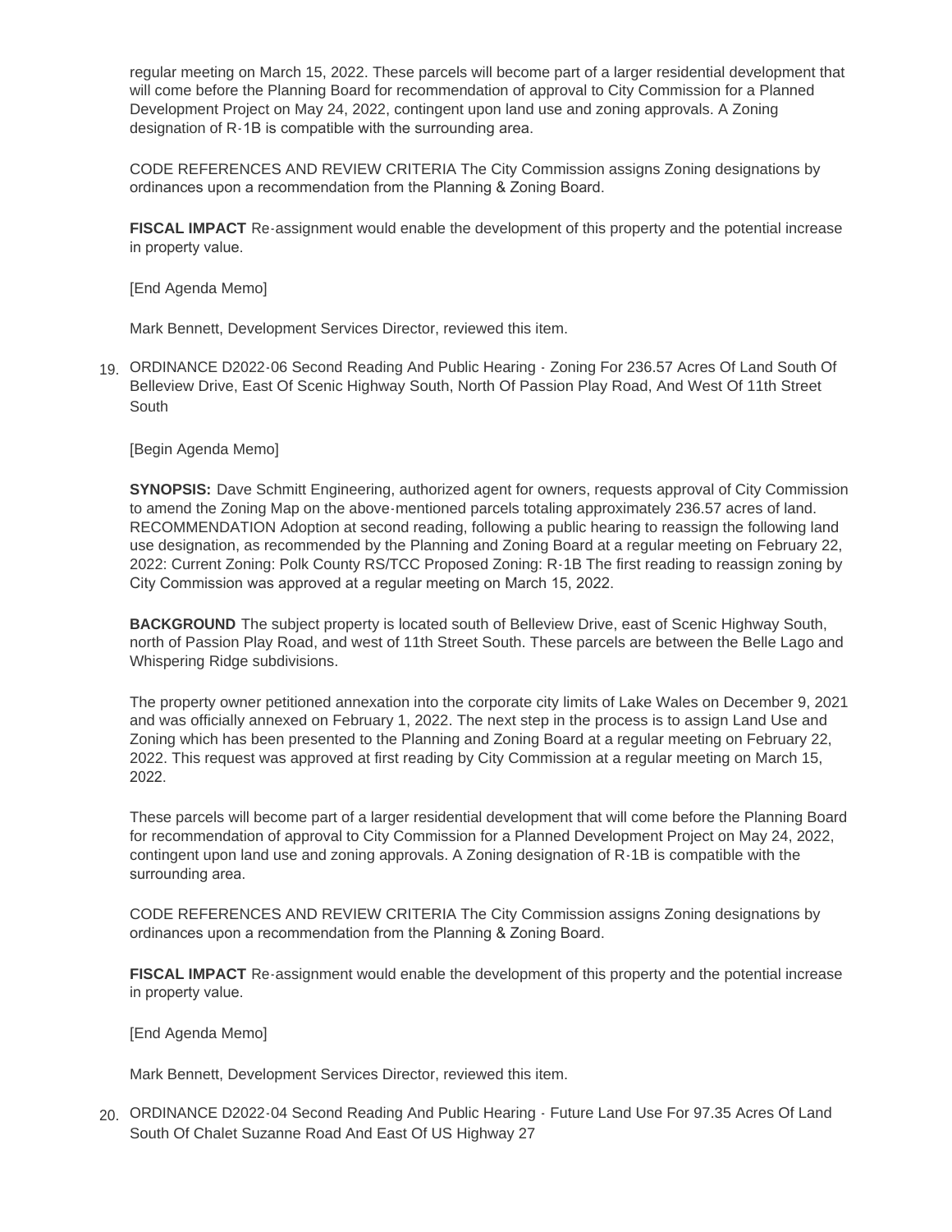regular meeting on March 15, 2022. These parcels will become part of a larger residential development that will come before the Planning Board for recommendation of approval to City Commission for a Planned Development Project on May 24, 2022, contingent upon land use and zoning approvals. A Zoning designation of R-1B is compatible with the surrounding area.

CODE REFERENCES AND REVIEW CRITERIA The City Commission assigns Zoning designations by ordinances upon a recommendation from the Planning & Zoning Board.

**FISCAL IMPACT** Re-assignment would enable the development of this property and the potential increase in property value.

[End Agenda Memo]

Mark Bennett, Development Services Director, reviewed this item.

19. ORDINANCE D2022-06 Second Reading And Public Hearing - Zoning For 236.57 Acres Of Land South Of Belleview Drive, East Of Scenic Highway South, North Of Passion Play Road, And West Of 11th Street South

[Begin Agenda Memo]

**SYNOPSIS:** Dave Schmitt Engineering, authorized agent for owners, requests approval of City Commission to amend the Zoning Map on the above-mentioned parcels totaling approximately 236.57 acres of land. RECOMMENDATION Adoption at second reading, following a public hearing to reassign the following land use designation, as recommended by the Planning and Zoning Board at a regular meeting on February 22, 2022: Current Zoning: Polk County RS/TCC Proposed Zoning: R-1B The first reading to reassign zoning by City Commission was approved at a regular meeting on March 15, 2022.

**BACKGROUND** The subject property is located south of Belleview Drive, east of Scenic Highway South, north of Passion Play Road, and west of 11th Street South. These parcels are between the Belle Lago and Whispering Ridge subdivisions.

The property owner petitioned annexation into the corporate city limits of Lake Wales on December 9, 2021 and was officially annexed on February 1, 2022. The next step in the process is to assign Land Use and Zoning which has been presented to the Planning and Zoning Board at a regular meeting on February 22, 2022. This request was approved at first reading by City Commission at a regular meeting on March 15, 2022.

These parcels will become part of a larger residential development that will come before the Planning Board for recommendation of approval to City Commission for a Planned Development Project on May 24, 2022, contingent upon land use and zoning approvals. A Zoning designation of R-1B is compatible with the surrounding area.

CODE REFERENCES AND REVIEW CRITERIA The City Commission assigns Zoning designations by ordinances upon a recommendation from the Planning & Zoning Board.

**FISCAL IMPACT** Re-assignment would enable the development of this property and the potential increase in property value.

[End Agenda Memo]

Mark Bennett, Development Services Director, reviewed this item.

20. ORDINANCE D2022-04 Second Reading And Public Hearing - Future Land Use For 97.35 Acres Of Land South Of Chalet Suzanne Road And East Of US Highway 27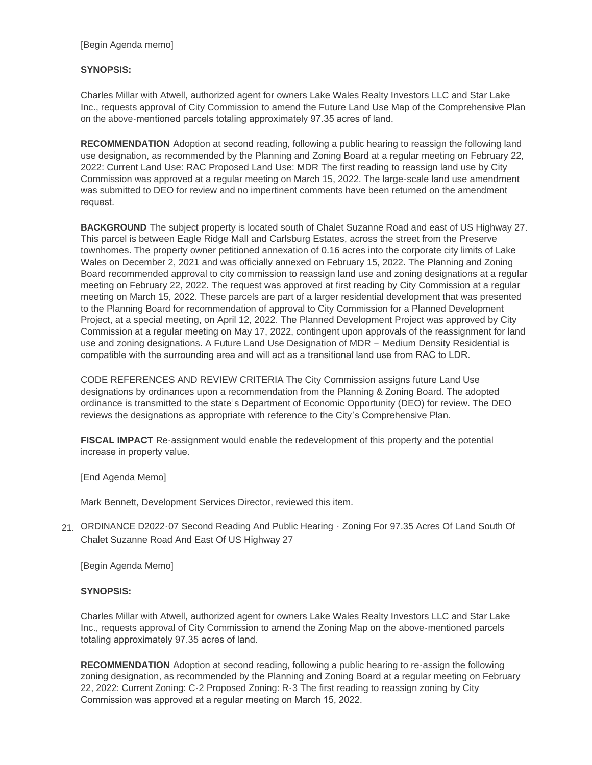[Begin Agenda memo]

**SYNOPSIS:**

Charles Millar with Atwell, authorized agent for owners Lake Wales Realty Investors LLC and Star Lake Inc., requests approval of City Commission to amend the Future Land Use Map of the Comprehensive Plan on the above-mentioned parcels totaling approximately 97.35 acres of land.

**RECOMMENDATION** Adoption at second reading, following a public hearing to reassign the following land use designation, as recommended by the Planning and Zoning Board at a regular meeting on February 22, 2022: Current Land Use: RAC Proposed Land Use: MDR The first reading to reassign land use by City Commission was approved at a regular meeting on March 15, 2022. The large-scale land use amendment was submitted to DEO for review and no impertinent comments have been returned on the amendment request.

**BACKGROUND** The subject property is located south of Chalet Suzanne Road and east of US Highway 27. This parcel is between Eagle Ridge Mall and Carlsburg Estates, across the street from the Preserve townhomes. The property owner petitioned annexation of 0.16 acres into the corporate city limits of Lake Wales on December 2, 2021 and was officially annexed on February 15, 2022. The Planning and Zoning Board recommended approval to city commission to reassign land use and zoning designations at a regular meeting on February 22, 2022. The request was approved at first reading by City Commission at a regular meeting on March 15, 2022. These parcels are part of a larger residential development that was presented to the Planning Board for recommendation of approval to City Commission for a Planned Development Project, at a special meeting, on April 12, 2022. The Planned Development Project was approved by City Commission at a regular meeting on May 17, 2022, contingent upon approvals of the reassignment for land use and zoning designations. A Future Land Use Designation of MDR – Medium Density Residential is compatible with the surrounding area and will act as a transitional land use from RAC to LDR.

CODE REFERENCES AND REVIEW CRITERIA The City Commission assigns future Land Use designations by ordinances upon a recommendation from the Planning & Zoning Board. The adopted ordinance is transmitted to the state's Department of Economic Opportunity (DEO) for review. The DEO reviews the designations as appropriate with reference to the City's Comprehensive Plan.

**FISCAL IMPACT** Re-assignment would enable the redevelopment of this property and the potential increase in property value.

[End Agenda Memo]

Mark Bennett, Development Services Director, reviewed this item.

21. ORDINANCE D2022-07 Second Reading And Public Hearing - Zoning For 97.35 Acres Of Land South Of Chalet Suzanne Road And East Of US Highway 27

[Begin Agenda Memo]

**SYNOPSIS:**

Charles Millar with Atwell, authorized agent for owners Lake Wales Realty Investors LLC and Star Lake Inc., requests approval of City Commission to amend the Zoning Map on the above-mentioned parcels totaling approximately 97.35 acres of land.

**RECOMMENDATION** Adoption at second reading, following a public hearing to re-assign the following zoning designation, as recommended by the Planning and Zoning Board at a regular meeting on February 22, 2022: Current Zoning: C-2 Proposed Zoning: R-3 The first reading to reassign zoning by City Commission was approved at a regular meeting on March 15, 2022.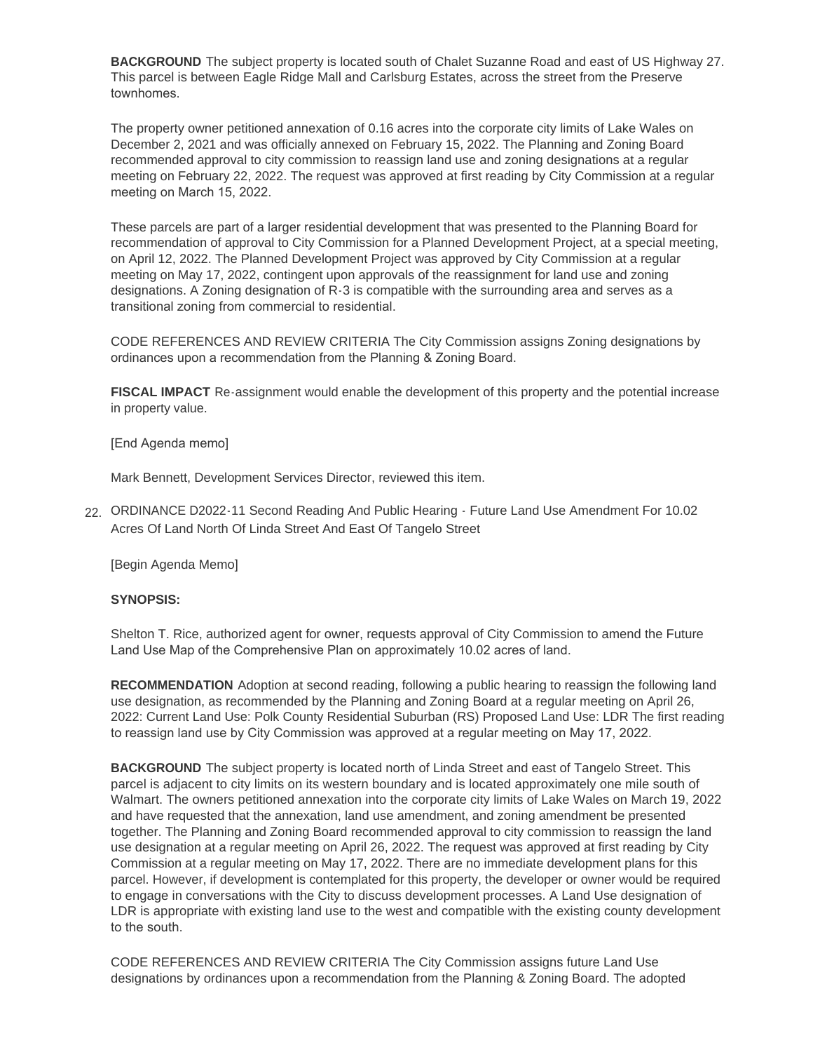**BACKGROUND** The subject property is located south of Chalet Suzanne Road and east of US Highway 27. This parcel is between Eagle Ridge Mall and Carlsburg Estates, across the street from the Preserve townhomes.

The property owner petitioned annexation of 0.16 acres into the corporate city limits of Lake Wales on December 2, 2021 and was officially annexed on February 15, 2022. The Planning and Zoning Board recommended approval to city commission to reassign land use and zoning designations at a regular meeting on February 22, 2022. The request was approved at first reading by City Commission at a regular meeting on March 15, 2022.

These parcels are part of a larger residential development that was presented to the Planning Board for recommendation of approval to City Commission for a Planned Development Project, at a special meeting, on April 12, 2022. The Planned Development Project was approved by City Commission at a regular meeting on May 17, 2022, contingent upon approvals of the reassignment for land use and zoning designations. A Zoning designation of R-3 is compatible with the surrounding area and serves as a transitional zoning from commercial to residential.

CODE REFERENCES AND REVIEW CRITERIA The City Commission assigns Zoning designations by ordinances upon a recommendation from the Planning & Zoning Board.

**FISCAL IMPACT** Re-assignment would enable the development of this property and the potential increase in property value.

[End Agenda memo]

Mark Bennett, Development Services Director, reviewed this item.

22. ORDINANCE D2022-11 Second Reading And Public Hearing - Future Land Use Amendment For 10.02 Acres Of Land North Of Linda Street And East Of Tangelo Street

[Begin Agenda Memo]

**SYNOPSIS:**

Shelton T. Rice, authorized agent for owner, requests approval of City Commission to amend the Future Land Use Map of the Comprehensive Plan on approximately 10.02 acres of land.

**RECOMMENDATION** Adoption at second reading, following a public hearing to reassign the following land use designation, as recommended by the Planning and Zoning Board at a regular meeting on April 26, 2022: Current Land Use: Polk County Residential Suburban (RS) Proposed Land Use: LDR The first reading to reassign land use by City Commission was approved at a regular meeting on May 17, 2022.

**BACKGROUND** The subject property is located north of Linda Street and east of Tangelo Street. This parcel is adjacent to city limits on its western boundary and is located approximately one mile south of Walmart. The owners petitioned annexation into the corporate city limits of Lake Wales on March 19, 2022 and have requested that the annexation, land use amendment, and zoning amendment be presented together. The Planning and Zoning Board recommended approval to city commission to reassign the land use designation at a regular meeting on April 26, 2022. The request was approved at first reading by City Commission at a regular meeting on May 17, 2022. There are no immediate development plans for this parcel. However, if development is contemplated for this property, the developer or owner would be required to engage in conversations with the City to discuss development processes. A Land Use designation of LDR is appropriate with existing land use to the west and compatible with the existing county development to the south.

CODE REFERENCES AND REVIEW CRITERIA The City Commission assigns future Land Use designations by ordinances upon a recommendation from the Planning & Zoning Board. The adopted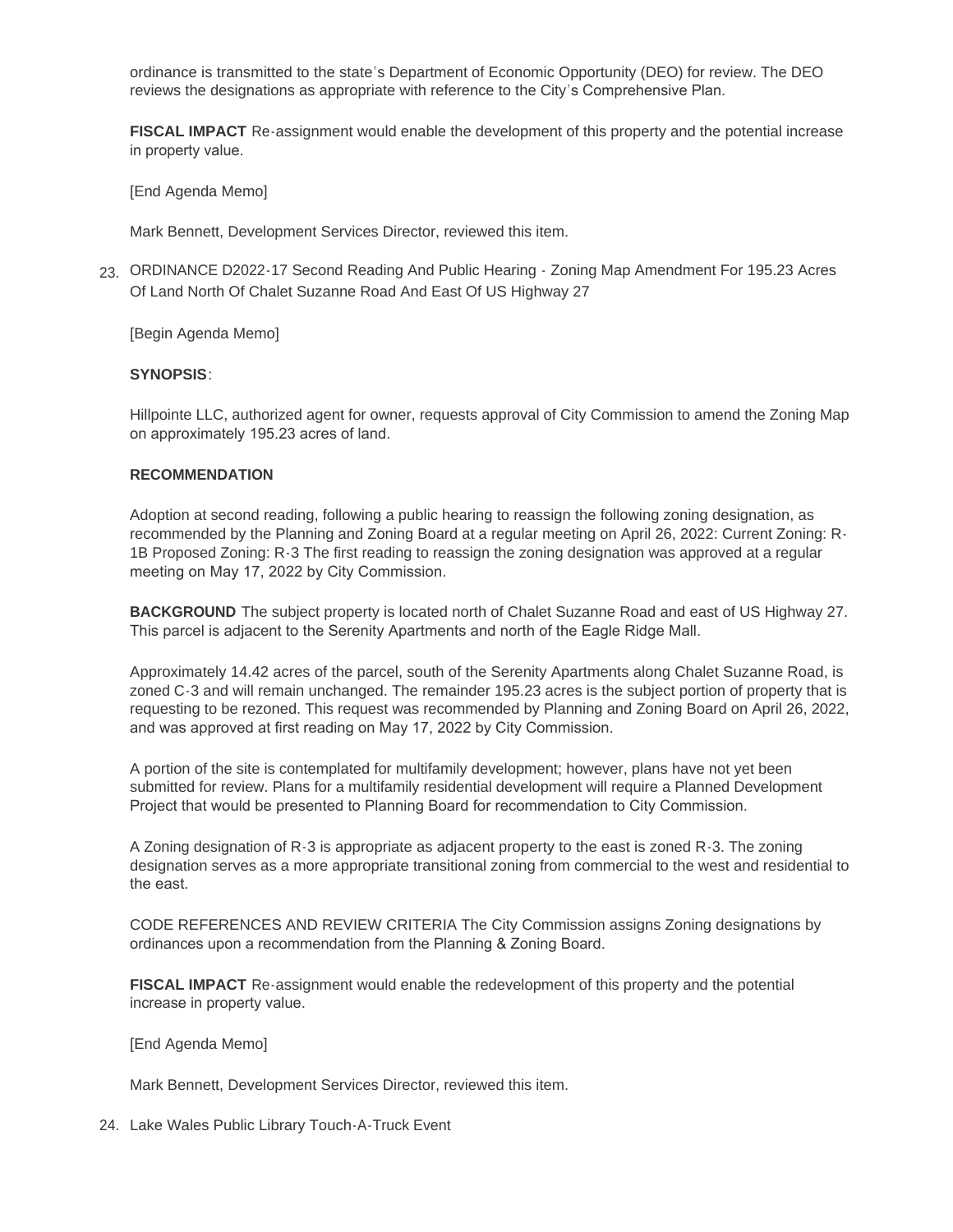ordinance is transmitted to the state's Department of Economic Opportunity (DEO) for review. The DEO reviews the designations as appropriate with reference to the City's Comprehensive Plan.

**FISCAL IMPACT** Re-assignment would enable the development of this property and the potential increase in property value.

[End Agenda Memo]

Mark Bennett, Development Services Director, reviewed this item.

23. ORDINANCE D2022-17 Second Reading And Public Hearing - Zoning Map Amendment For 195.23 Acres Of Land North Of Chalet Suzanne Road And East Of US Highway 27

[Begin Agenda Memo]

**SYNOPSIS**:

Hillpointe LLC, authorized agent for owner, requests approval of City Commission to amend the Zoning Map on approximately 195.23 acres of land.

**RECOMMENDATION**

Adoption at second reading, following a public hearing to reassign the following zoning designation, as recommended by the Planning and Zoning Board at a regular meeting on April 26, 2022: Current Zoning: R-1B Proposed Zoning: R-3 The first reading to reassign the zoning designation was approved at a regular meeting on May 17, 2022 by City Commission.

**BACKGROUND** The subject property is located north of Chalet Suzanne Road and east of US Highway 27. This parcel is adjacent to the Serenity Apartments and north of the Eagle Ridge Mall.

Approximately 14.42 acres of the parcel, south of the Serenity Apartments along Chalet Suzanne Road, is zoned C-3 and will remain unchanged. The remainder 195.23 acres is the subject portion of property that is requesting to be rezoned. This request was recommended by Planning and Zoning Board on April 26, 2022, and was approved at first reading on May 17, 2022 by City Commission.

A portion of the site is contemplated for multifamily development; however, plans have not yet been submitted for review. Plans for a multifamily residential development will require a Planned Development Project that would be presented to Planning Board for recommendation to City Commission.

A Zoning designation of R-3 is appropriate as adjacent property to the east is zoned R-3. The zoning designation serves as a more appropriate transitional zoning from commercial to the west and residential to the east.

CODE REFERENCES AND REVIEW CRITERIA The City Commission assigns Zoning designations by ordinances upon a recommendation from the Planning & Zoning Board.

**FISCAL IMPACT** Re-assignment would enable the redevelopment of this property and the potential increase in property value.

[End Agenda Memo]

Mark Bennett, Development Services Director, reviewed this item.

24. Lake Wales Public Library Touch-A-Truck Event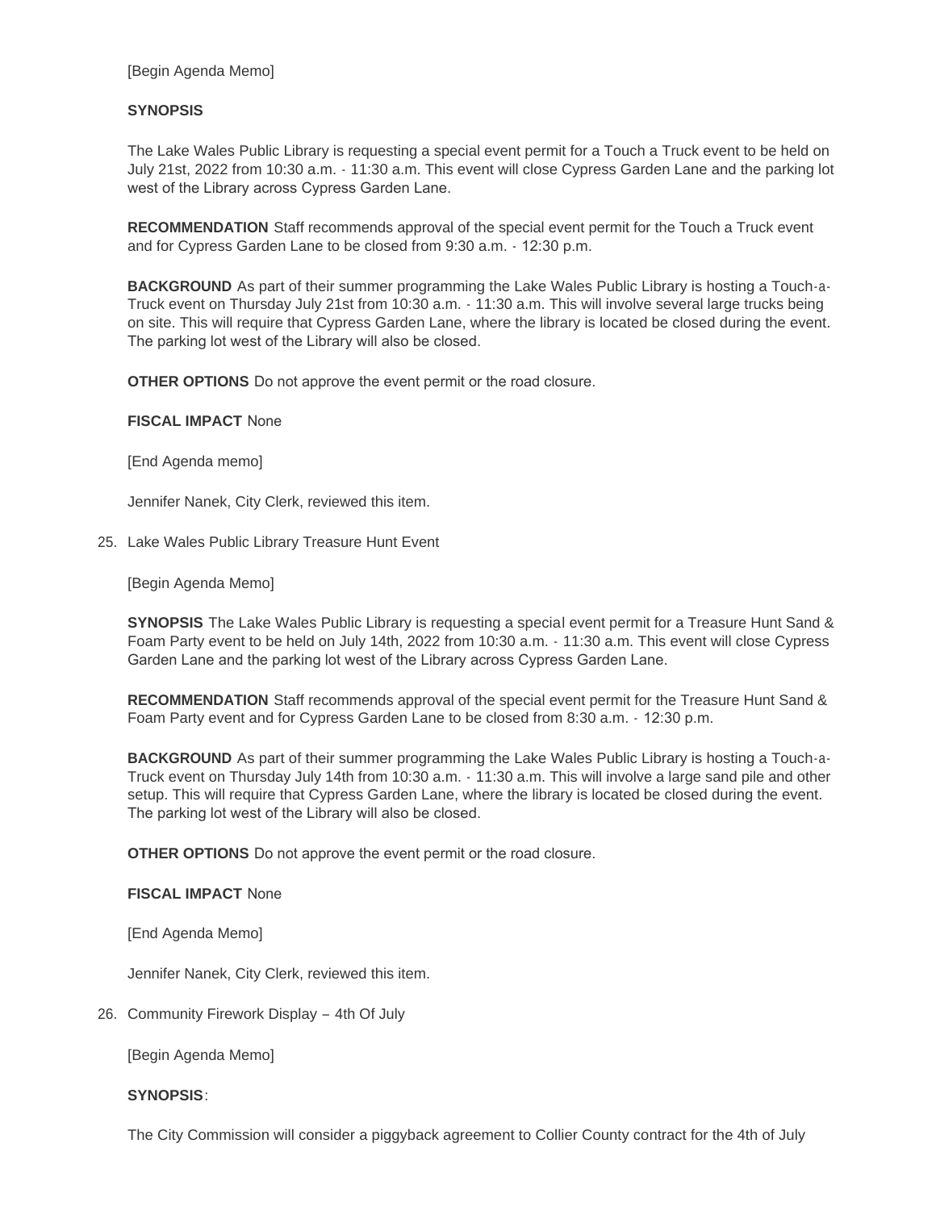[Begin Agenda Memo]

**SYNOPSIS**

The Lake Wales Public Library is requesting a special event permit for a Touch a Truck event to be held on July 21st, 2022 from 10:30 a.m. - 11:30 a.m. This event will close Cypress Garden Lane and the parking lot west of the Library across Cypress Garden Lane.

**RECOMMENDATION** Staff recommends approval of the special event permit for the Touch a Truck event and for Cypress Garden Lane to be closed from 9:30 a.m. - 12:30 p.m.

**BACKGROUND** As part of their summer programming the Lake Wales Public Library is hosting a Touch-a-Truck event on Thursday July 21st from 10:30 a.m. - 11:30 a.m. This will involve several large trucks being on site. This will require that Cypress Garden Lane, where the library is located be closed during the event. The parking lot west of the Library will also be closed.

**OTHER OPTIONS** Do not approve the event permit or the road closure.

**FISCAL IMPACT** None

[End Agenda memo]

Jennifer Nanek, City Clerk, reviewed this item.

25. Lake Wales Public Library Treasure Hunt Event

[Begin Agenda Memo]

**SYNOPSIS** The Lake Wales Public Library is requesting a special event permit for a Treasure Hunt Sand & Foam Party event to be held on July 14th, 2022 from 10:30 a.m. - 11:30 a.m. This event will close Cypress Garden Lane and the parking lot west of the Library across Cypress Garden Lane.

**RECOMMENDATION** Staff recommends approval of the special event permit for the Treasure Hunt Sand & Foam Party event and for Cypress Garden Lane to be closed from 8:30 a.m. - 12:30 p.m.

**BACKGROUND** As part of their summer programming the Lake Wales Public Library is hosting a Touch-a-Truck event on Thursday July 14th from 10:30 a.m. - 11:30 a.m. This will involve a large sand pile and other setup. This will require that Cypress Garden Lane, where the library is located be closed during the event. The parking lot west of the Library will also be closed.

**OTHER OPTIONS** Do not approve the event permit or the road closure.

**FISCAL IMPACT** None

[End Agenda Memo]

Jennifer Nanek, City Clerk, reviewed this item.

26. Community Firework Display – 4th Of July

[Begin Agenda Memo]

**SYNOPSIS**:

The City Commission will consider a piggyback agreement to Collier County contract for the 4th of July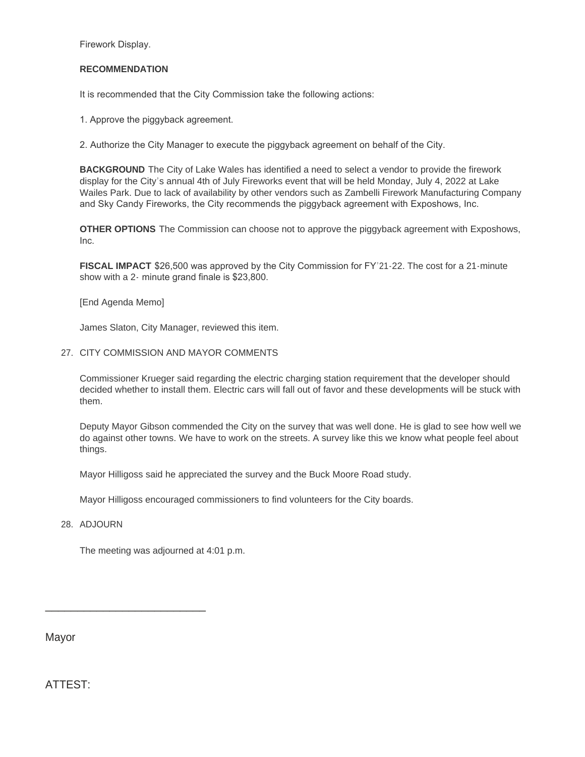Firework Display.

**RECOMMENDATION**

It is recommended that the City Commission take the following actions:

1. Approve the piggyback agreement.

2. Authorize the City Manager to execute the piggyback agreement on behalf of the City.

**BACKGROUND** The City of Lake Wales has identified a need to select a vendor to provide the firework display for the City's annual 4th of July Fireworks event that will be held Monday, July 4, 2022 at Lake Wailes Park. Due to lack of availability by other vendors such as Zambelli Firework Manufacturing Company and Sky Candy Fireworks, the City recommends the piggyback agreement with Exposhows, Inc.

**OTHER OPTIONS** The Commission can choose not to approve the piggyback agreement with Exposhows, Inc.

**FISCAL IMPACT** $26,500 was approved by the City Commission for FY'21-22. The cost for a 21-minute show with a 2- minute grand finale is $23,800.

[End Agenda Memo]

James Slaton, City Manager, reviewed this item.

27. CITY COMMISSION AND MAYOR COMMENTS

Commissioner Krueger said regarding the electric charging station requirement that the developer should decided whether to install them. Electric cars will fall out of favor and these developments will be stuck with them.

Deputy Mayor Gibson commended the City on the survey that was well done. He is glad to see how well we do against other towns. We have to work on the streets. A survey like this we know what people feel about things.

Mayor Hilligoss said he appreciated the survey and the Buck Moore Road study.

Mayor Hilligoss encouraged commissioners to find volunteers for the City boards.

28. ADJOURN

The meeting was adjourned at 4:01 p.m.

\_\_\_\_\_\_\_\_\_\_\_\_\_\_\_\_\_\_\_\_\_\_\_\_\_\_\_\_

Mayor

ATTEST: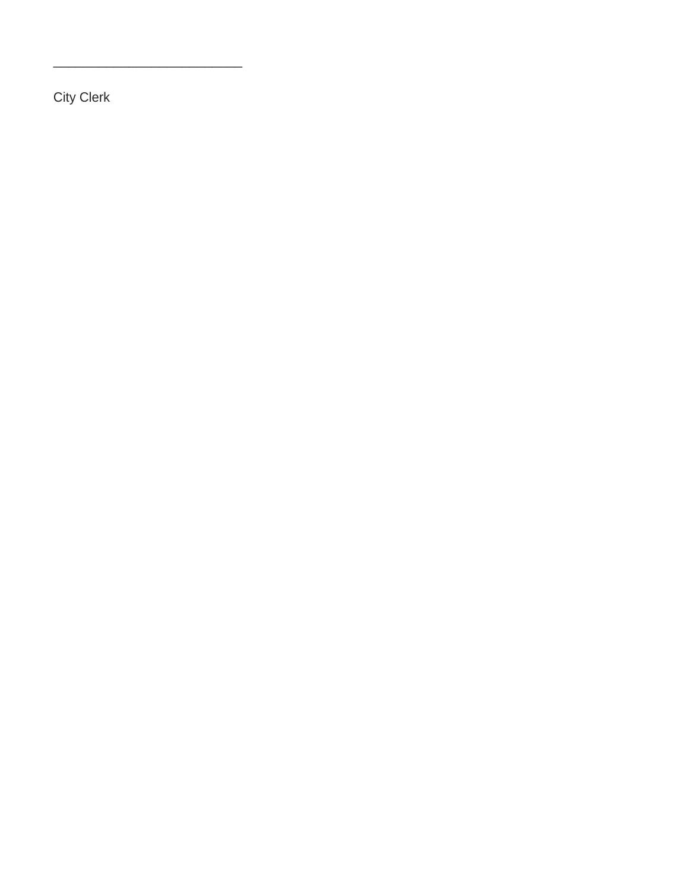\_\_\_\_\_\_\_\_\_\_\_\_\_\_\_\_\_\_\_\_\_\_\_\_\_\_\_\_\_\_

City Clerk

______________________________

City Clerk